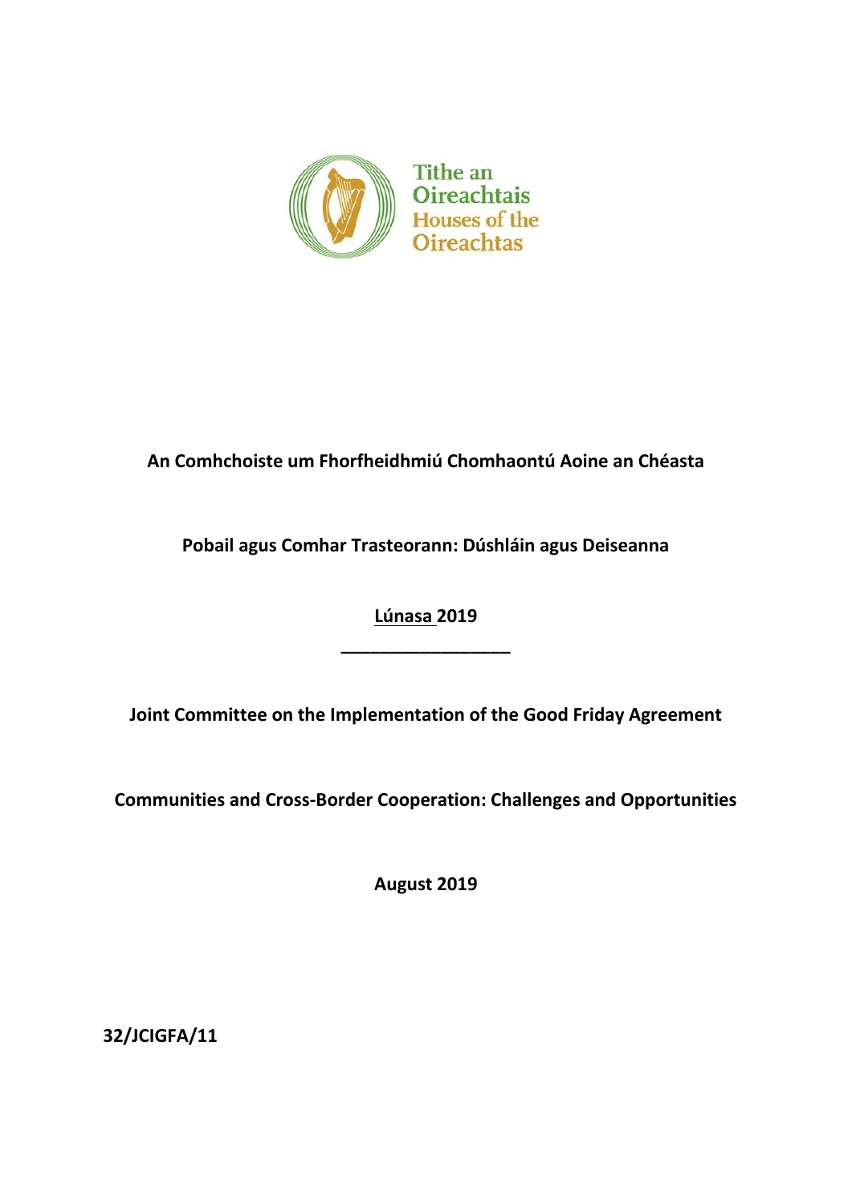Tithe an Oireachtais
Houses of the Oireachtas

**An Comhchoiste um Fhorfheidhmiú Chomhaontú Aoine an Chéasta**

**Pobail agus Comhar Trasteorann: Dúshláin agus Deiseanna**

**Lúnasa 2019**

---

**Joint Committee on the Implementation of the Good Friday Agreement**

**Communities and Cross-Border Cooperation: Challenges and Opportunities**

**August 2019**

**32/JCIGFA/11**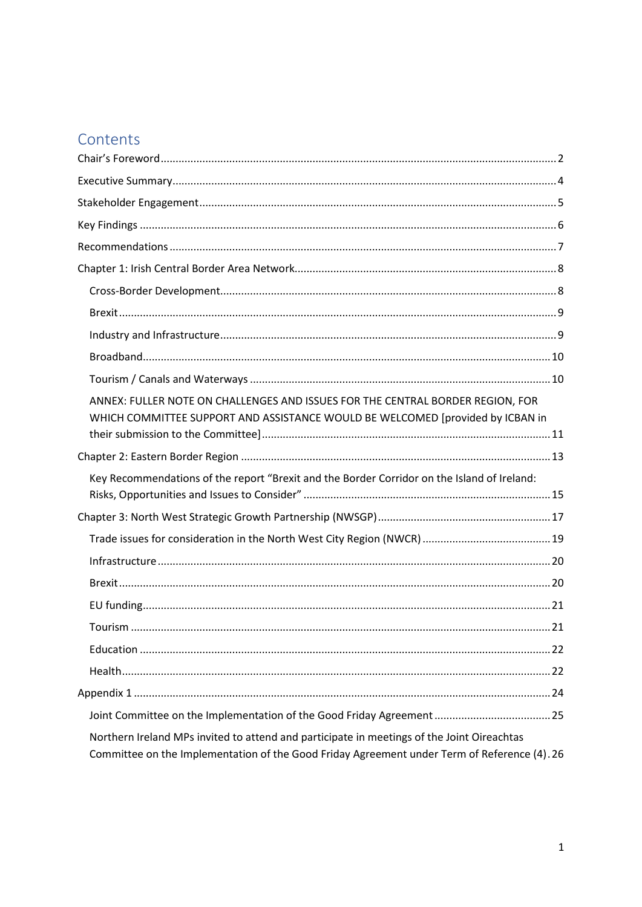# Contents

- Chair's Foreword ... 2
- Executive Summary ... 4
- Stakeholder Engagement ... 5
- Key Findings ... 6
- Recommendations ... 7
- Chapter 1: Irish Central Border Area Network ... 8
  - Cross-Border Development ... 8
  - Brexit ... 9
  - Industry and Infrastructure ... 9
  - Broadband ... 10
  - Tourism / Canals and Waterways ... 10
  - ANNEX: FULLER NOTE ON CHALLENGES AND ISSUES FOR THE CENTRAL BORDER REGION, FOR WHICH COMMITTEE SUPPORT AND ASSISTANCE WOULD BE WELCOMED [provided by ICBAN in their submission to the Committee] ... 11
- Chapter 2: Eastern Border Region ... 13
  - Key Recommendations of the report "Brexit and the Border Corridor on the Island of Ireland: Risks, Opportunities and Issues to Consider" ... 15
- Chapter 3: North West Strategic Growth Partnership (NWSGP) ... 17
  - Trade issues for consideration in the North West City Region (NWCR) ... 19
  - Infrastructure ... 20
  - Brexit ... 20
  - EU funding ... 21
  - Tourism ... 21
  - Education ... 22
  - Health ... 22
- Appendix 1 ... 24
  - Joint Committee on the Implementation of the Good Friday Agreement ... 25
  - Northern Ireland MPs invited to attend and participate in meetings of the Joint Oireachtas Committee on the Implementation of the Good Friday Agreement under Term of Reference (4) ... 26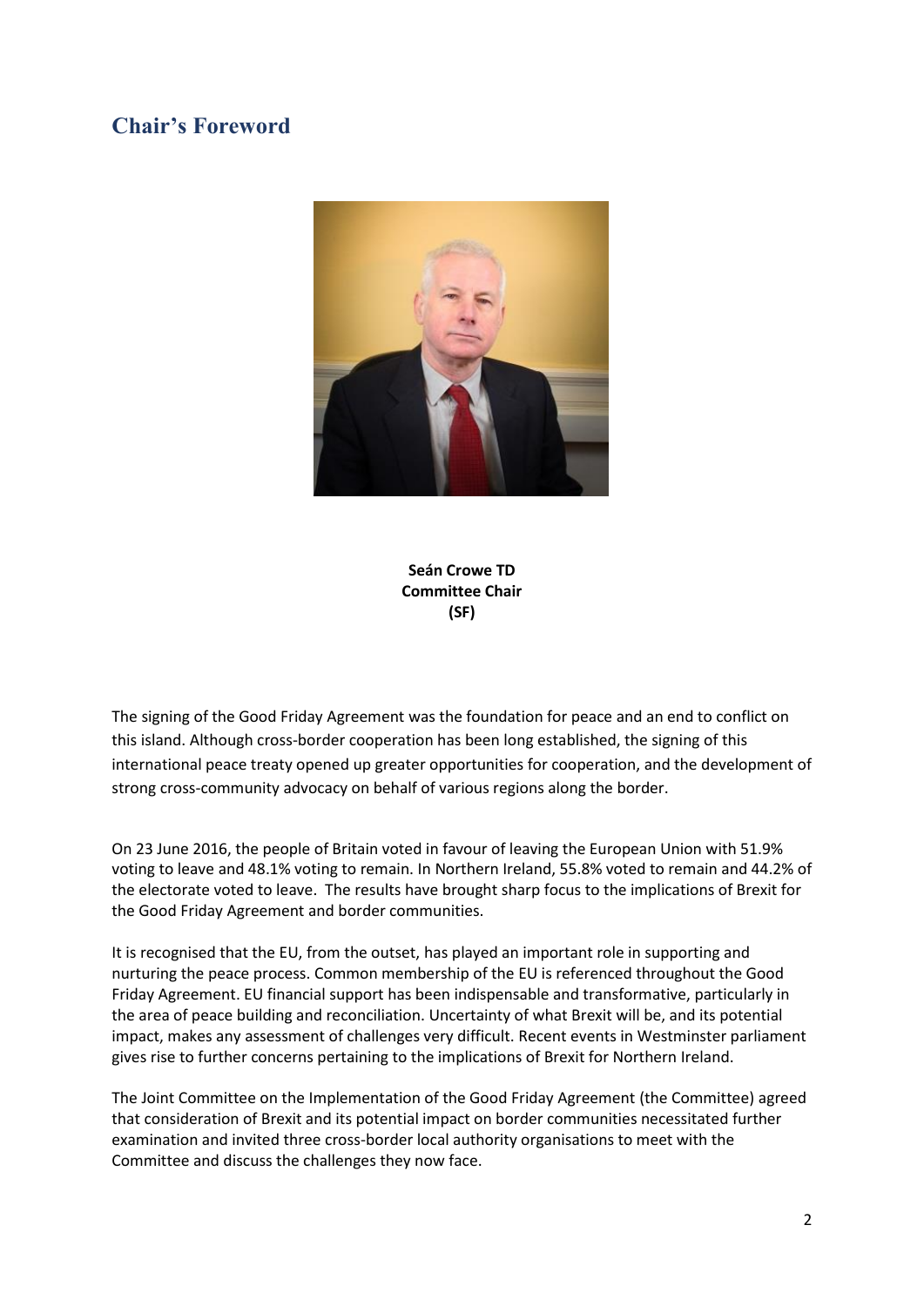## Chair's Foreword

**Seán Crowe TD**
**Committee Chair**
**(SF)**

The signing of the Good Friday Agreement was the foundation for peace and an end to conflict on this island. Although cross-border cooperation has been long established, the signing of this international peace treaty opened up greater opportunities for cooperation, and the development of strong cross-community advocacy on behalf of various regions along the border.

On 23 June 2016, the people of Britain voted in favour of leaving the European Union with 51.9% voting to leave and 48.1% voting to remain. In Northern Ireland, 55.8% voted to remain and 44.2% of the electorate voted to leave. The results have brought sharp focus to the implications of Brexit for the Good Friday Agreement and border communities.

It is recognised that the EU, from the outset, has played an important role in supporting and nurturing the peace process. Common membership of the EU is referenced throughout the Good Friday Agreement. EU financial support has been indispensable and transformative, particularly in the area of peace building and reconciliation. Uncertainty of what Brexit will be, and its potential impact, makes any assessment of challenges very difficult. Recent events in Westminster parliament gives rise to further concerns pertaining to the implications of Brexit for Northern Ireland.

The Joint Committee on the Implementation of the Good Friday Agreement (the Committee) agreed that consideration of Brexit and its potential impact on border communities necessitated further examination and invited three cross-border local authority organisations to meet with the Committee and discuss the challenges they now face.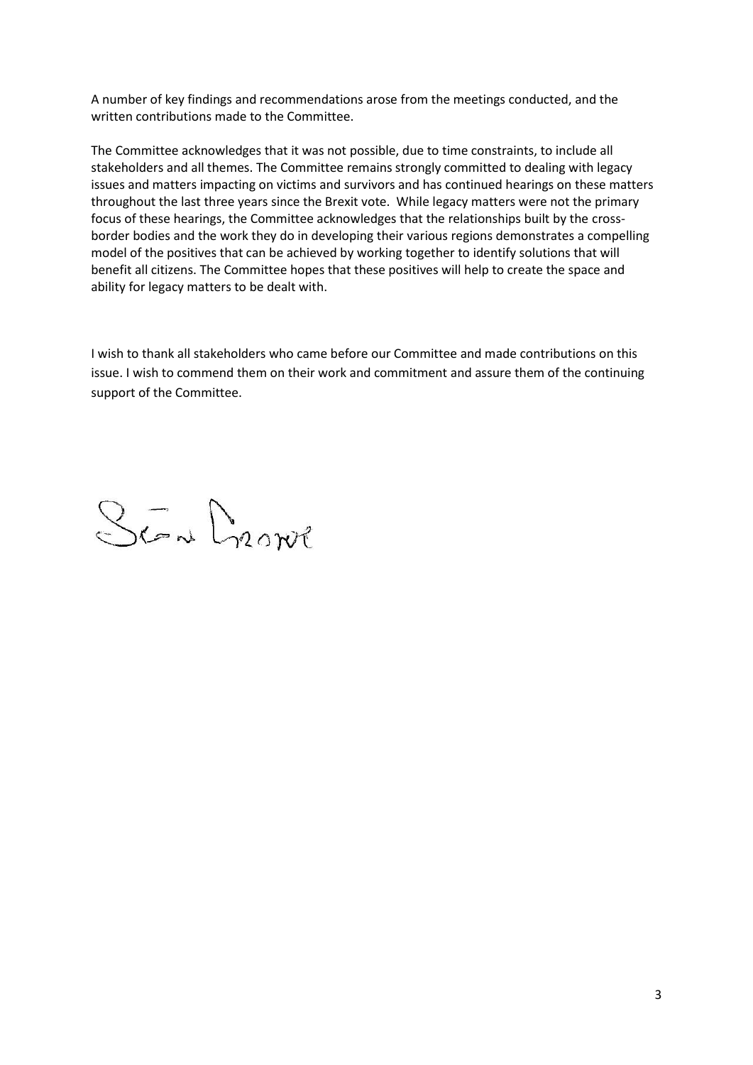A number of key findings and recommendations arose from the meetings conducted, and the written contributions made to the Committee.

The Committee acknowledges that it was not possible, due to time constraints, to include all stakeholders and all themes. The Committee remains strongly committed to dealing with legacy issues and matters impacting on victims and survivors and has continued hearings on these matters throughout the last three years since the Brexit vote. While legacy matters were not the primary focus of these hearings, the Committee acknowledges that the relationships built by the cross-border bodies and the work they do in developing their various regions demonstrates a compelling model of the positives that can be achieved by working together to identify solutions that will benefit all citizens. The Committee hopes that these positives will help to create the space and ability for legacy matters to be dealt with.

I wish to thank all stakeholders who came before our Committee and made contributions on this issue. I wish to commend them on their work and commitment and assure them of the continuing support of the Committee.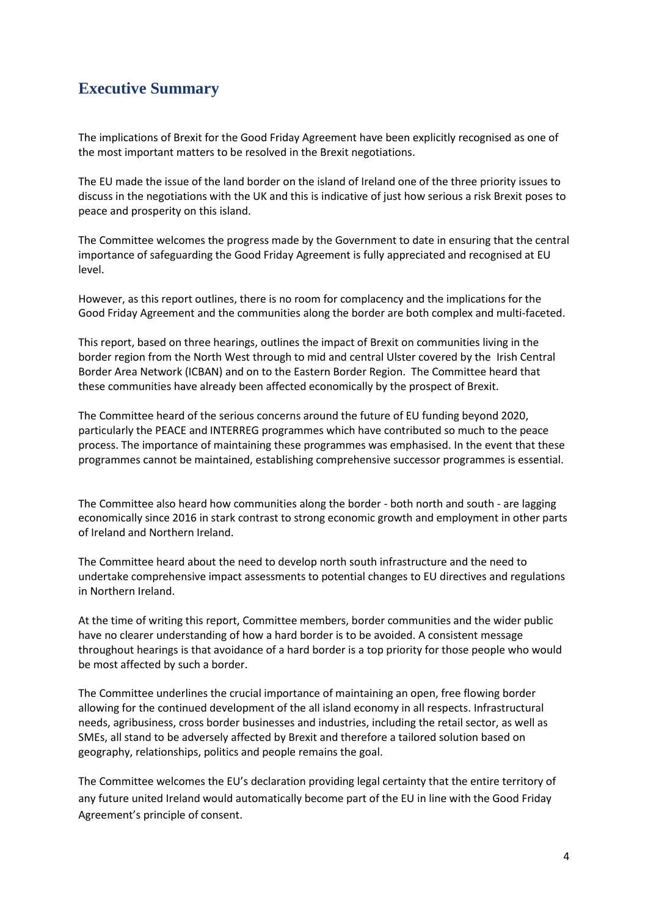## Executive Summary

The implications of Brexit for the Good Friday Agreement have been explicitly recognised as one of the most important matters to be resolved in the Brexit negotiations.

The EU made the issue of the land border on the island of Ireland one of the three priority issues to discuss in the negotiations with the UK and this is indicative of just how serious a risk Brexit poses to peace and prosperity on this island.

The Committee welcomes the progress made by the Government to date in ensuring that the central importance of safeguarding the Good Friday Agreement is fully appreciated and recognised at EU level.

However, as this report outlines, there is no room for complacency and the implications for the Good Friday Agreement and the communities along the border are both complex and multi-faceted.

This report, based on three hearings, outlines the impact of Brexit on communities living in the border region from the North West through to mid and central Ulster covered by the Irish Central Border Area Network (ICBAN) and on to the Eastern Border Region. The Committee heard that these communities have already been affected economically by the prospect of Brexit.

The Committee heard of the serious concerns around the future of EU funding beyond 2020, particularly the PEACE and INTERREG programmes which have contributed so much to the peace process. The importance of maintaining these programmes was emphasised. In the event that these programmes cannot be maintained, establishing comprehensive successor programmes is essential.

The Committee also heard how communities along the border - both north and south - are lagging economically since 2016 in stark contrast to strong economic growth and employment in other parts of Ireland and Northern Ireland.

The Committee heard about the need to develop north south infrastructure and the need to undertake comprehensive impact assessments to potential changes to EU directives and regulations in Northern Ireland.

At the time of writing this report, Committee members, border communities and the wider public have no clearer understanding of how a hard border is to be avoided. A consistent message throughout hearings is that avoidance of a hard border is a top priority for those people who would be most affected by such a border.

The Committee underlines the crucial importance of maintaining an open, free flowing border allowing for the continued development of the all island economy in all respects. Infrastructural needs, agribusiness, cross border businesses and industries, including the retail sector, as well as SMEs, all stand to be adversely affected by Brexit and therefore a tailored solution based on geography, relationships, politics and people remains the goal.

The Committee welcomes the EU's declaration providing legal certainty that the entire territory of any future united Ireland would automatically become part of the EU in line with the Good Friday Agreement's principle of consent.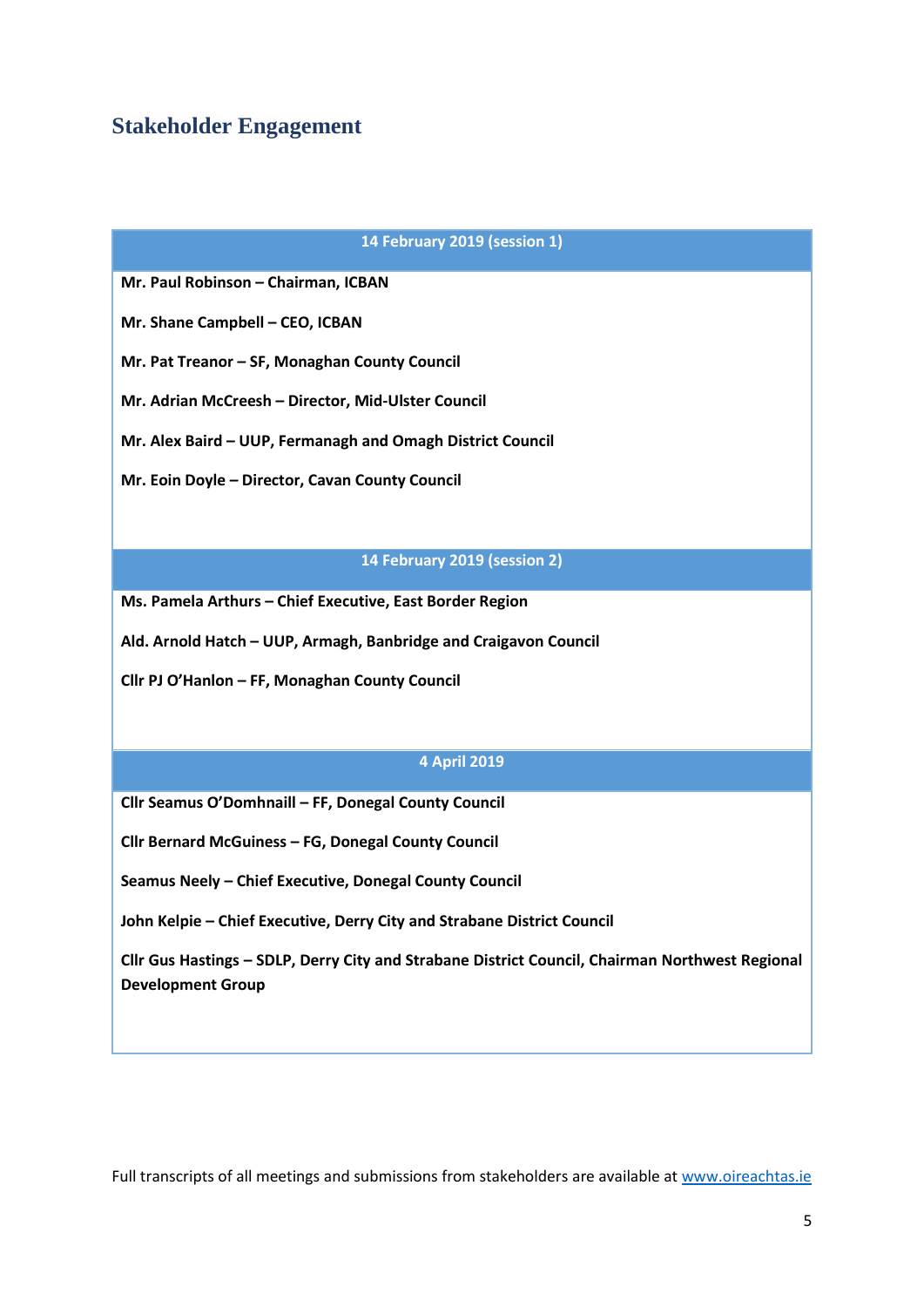## Stakeholder Engagement

| 14 February 2019 (session 1) |
|---|
| **Mr. Paul Robinson – Chairman, ICBAN** |
| **Mr. Shane Campbell – CEO, ICBAN** |
| **Mr. Pat Treanor – SF, Monaghan County Council** |
| **Mr. Adrian McCreesh – Director, Mid-Ulster Council** |
| **Mr. Alex Baird – UUP, Fermanagh and Omagh District Council** |
| **Mr. Eoin Doyle – Director, Cavan County Council** |
| **14 February 2019 (session 2)** |
| **Ms. Pamela Arthurs – Chief Executive, East Border Region** |
| **Ald. Arnold Hatch – UUP, Armagh, Banbridge and Craigavon Council** |
| **Cllr PJ O'Hanlon – FF, Monaghan County Council** |
| **4 April 2019** |
| **Cllr Seamus O'Domhnaill – FF, Donegal County Council** |
| **Cllr Bernard McGuiness – FG, Donegal County Council** |
| **Seamus Neely – Chief Executive, Donegal County Council** |
| **John Kelpie – Chief Executive, Derry City and Strabane District Council** |
| **Cllr Gus Hastings – SDLP, Derry City and Strabane District Council, Chairman Northwest Regional Development Group** |

Full transcripts of all meetings and submissions from stakeholders are available at [www.oireachtas.ie](http://www.oireachtas.ie)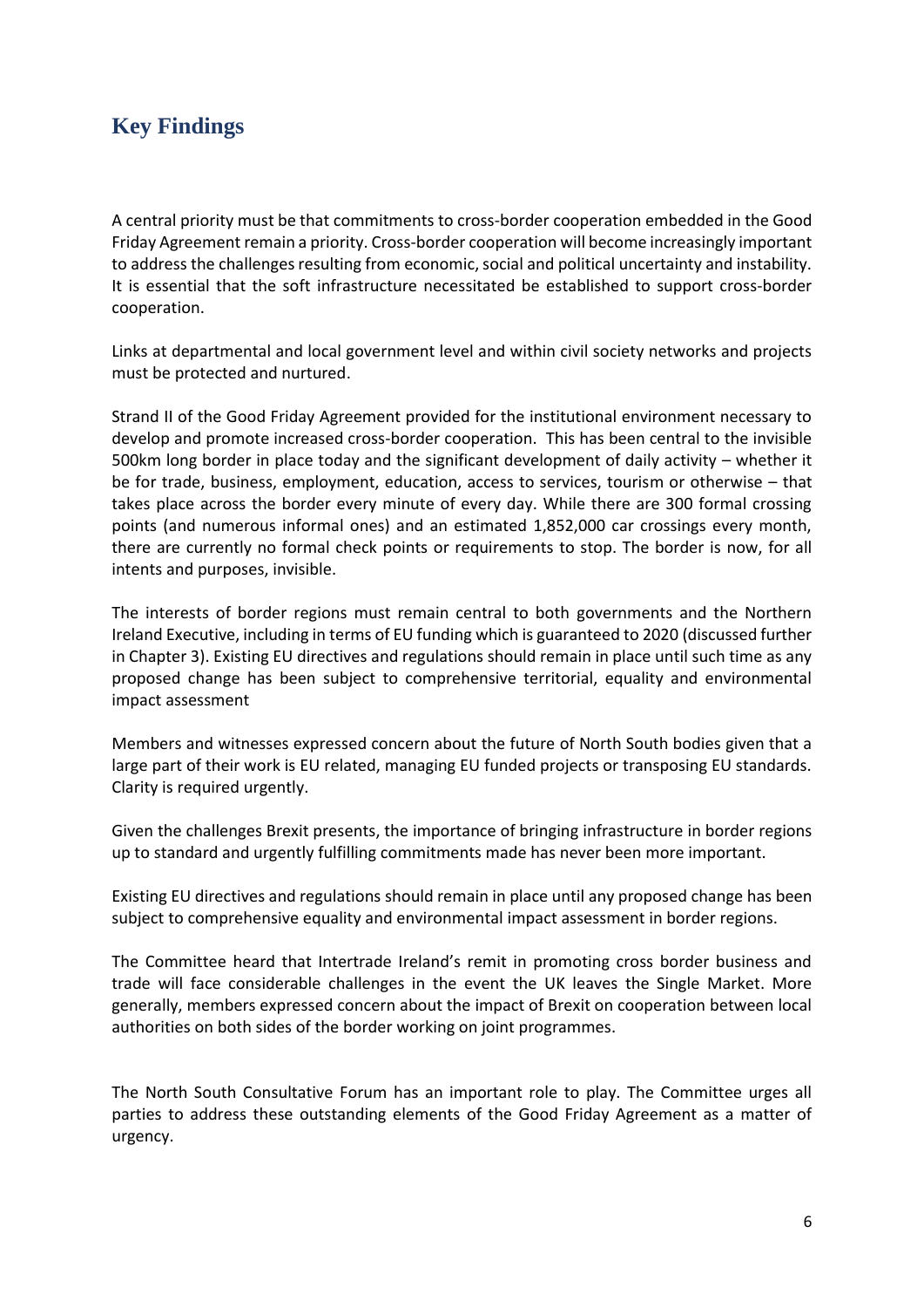## Key Findings

A central priority must be that commitments to cross-border cooperation embedded in the Good Friday Agreement remain a priority. Cross-border cooperation will become increasingly important to address the challenges resulting from economic, social and political uncertainty and instability. It is essential that the soft infrastructure necessitated be established to support cross-border cooperation.

Links at departmental and local government level and within civil society networks and projects must be protected and nurtured.

Strand II of the Good Friday Agreement provided for the institutional environment necessary to develop and promote increased cross-border cooperation. This has been central to the invisible 500km long border in place today and the significant development of daily activity – whether it be for trade, business, employment, education, access to services, tourism or otherwise – that takes place across the border every minute of every day. While there are 300 formal crossing points (and numerous informal ones) and an estimated 1,852,000 car crossings every month, there are currently no formal check points or requirements to stop. The border is now, for all intents and purposes, invisible.

The interests of border regions must remain central to both governments and the Northern Ireland Executive, including in terms of EU funding which is guaranteed to 2020 (discussed further in Chapter 3). Existing EU directives and regulations should remain in place until such time as any proposed change has been subject to comprehensive territorial, equality and environmental impact assessment

Members and witnesses expressed concern about the future of North South bodies given that a large part of their work is EU related, managing EU funded projects or transposing EU standards. Clarity is required urgently.

Given the challenges Brexit presents, the importance of bringing infrastructure in border regions up to standard and urgently fulfilling commitments made has never been more important.

Existing EU directives and regulations should remain in place until any proposed change has been subject to comprehensive equality and environmental impact assessment in border regions.

The Committee heard that Intertrade Ireland's remit in promoting cross border business and trade will face considerable challenges in the event the UK leaves the Single Market. More generally, members expressed concern about the impact of Brexit on cooperation between local authorities on both sides of the border working on joint programmes.

The North South Consultative Forum has an important role to play. The Committee urges all parties to address these outstanding elements of the Good Friday Agreement as a matter of urgency.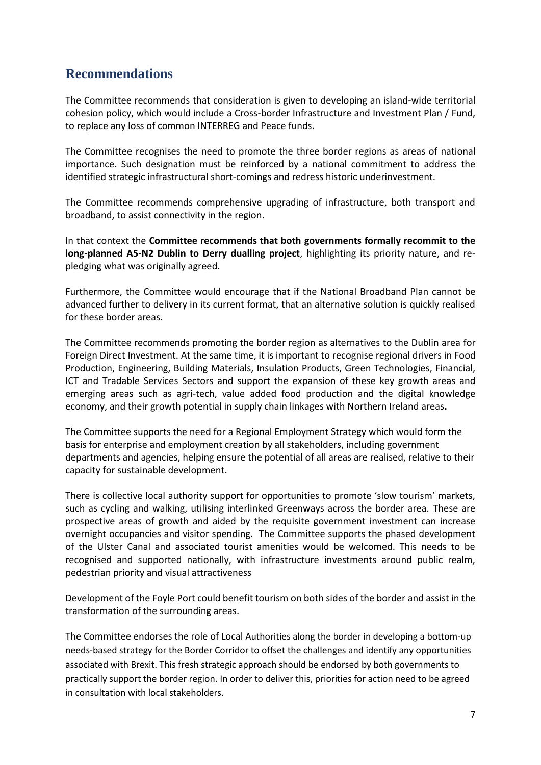## Recommendations

The Committee recommends that consideration is given to developing an island-wide territorial cohesion policy, which would include a Cross-border Infrastructure and Investment Plan / Fund, to replace any loss of common INTERREG and Peace funds.

The Committee recognises the need to promote the three border regions as areas of national importance. Such designation must be reinforced by a national commitment to address the identified strategic infrastructural short-comings and redress historic underinvestment.

The Committee recommends comprehensive upgrading of infrastructure, both transport and broadband, to assist connectivity in the region.

In that context the **Committee recommends that both governments formally recommit to the long-planned A5-N2 Dublin to Derry dualling project**, highlighting its priority nature, and re-pledging what was originally agreed.

Furthermore, the Committee would encourage that if the National Broadband Plan cannot be advanced further to delivery in its current format, that an alternative solution is quickly realised for these border areas.

The Committee recommends promoting the border region as alternatives to the Dublin area for Foreign Direct Investment. At the same time, it is important to recognise regional drivers in Food Production, Engineering, Building Materials, Insulation Products, Green Technologies, Financial, ICT and Tradable Services Sectors and support the expansion of these key growth areas and emerging areas such as agri-tech, value added food production and the digital knowledge economy, and their growth potential in supply chain linkages with Northern Ireland areas**.**

The Committee supports the need for a Regional Employment Strategy which would form the basis for enterprise and employment creation by all stakeholders, including government departments and agencies, helping ensure the potential of all areas are realised, relative to their capacity for sustainable development.

There is collective local authority support for opportunities to promote 'slow tourism' markets, such as cycling and walking, utilising interlinked Greenways across the border area. These are prospective areas of growth and aided by the requisite government investment can increase overnight occupancies and visitor spending. The Committee supports the phased development of the Ulster Canal and associated tourist amenities would be welcomed. This needs to be recognised and supported nationally, with infrastructure investments around public realm, pedestrian priority and visual attractiveness

Development of the Foyle Port could benefit tourism on both sides of the border and assist in the transformation of the surrounding areas.

The Committee endorses the role of Local Authorities along the border in developing a bottom-up needs-based strategy for the Border Corridor to offset the challenges and identify any opportunities associated with Brexit. This fresh strategic approach should be endorsed by both governments to practically support the border region. In order to deliver this, priorities for action need to be agreed in consultation with local stakeholders.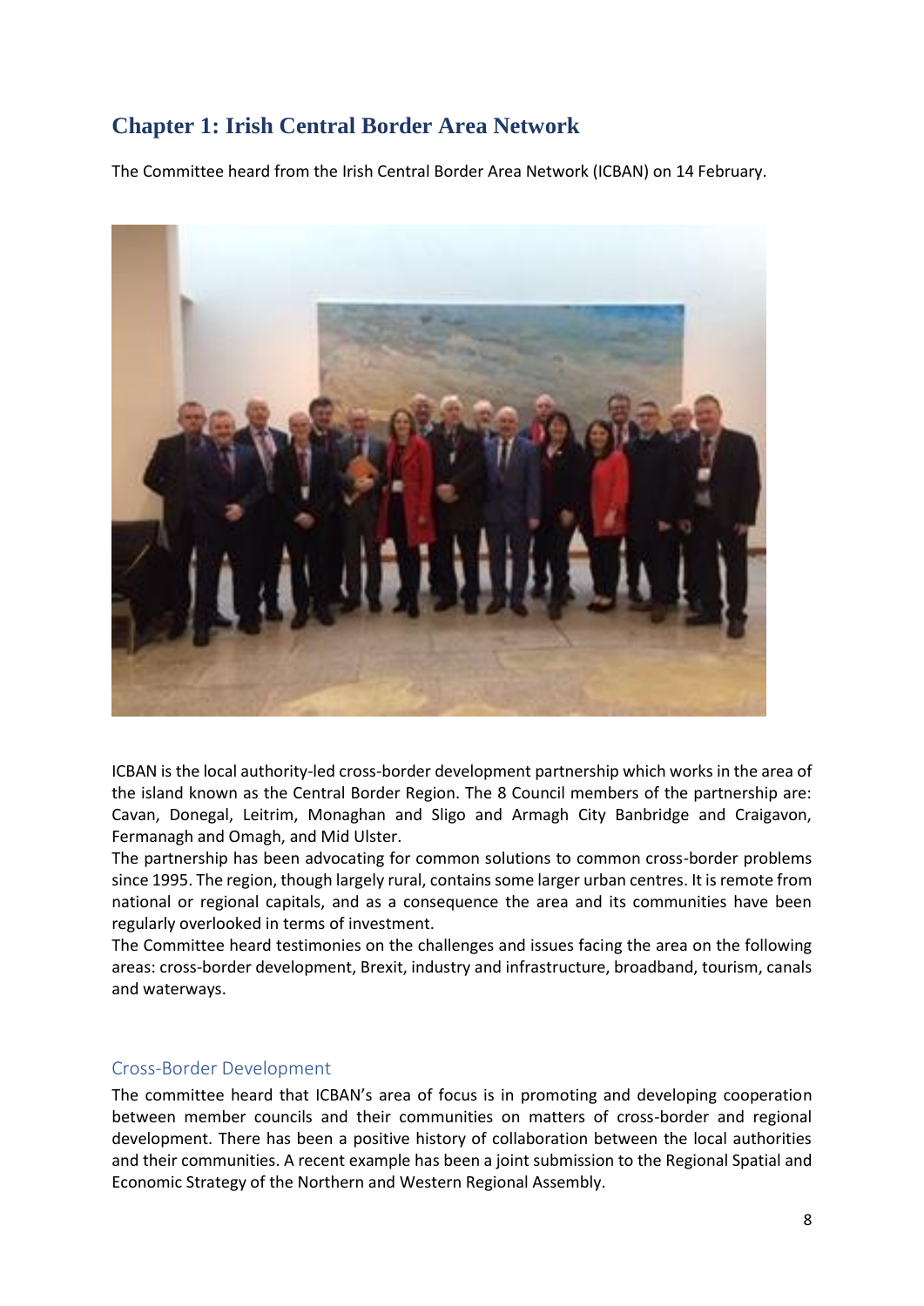## Chapter 1: Irish Central Border Area Network

The Committee heard from the Irish Central Border Area Network (ICBAN) on 14 February.

ICBAN is the local authority-led cross-border development partnership which works in the area of the island known as the Central Border Region. The 8 Council members of the partnership are: Cavan, Donegal, Leitrim, Monaghan and Sligo and Armagh City Banbridge and Craigavon, Fermanagh and Omagh, and Mid Ulster.

The partnership has been advocating for common solutions to common cross-border problems since 1995. The region, though largely rural, contains some larger urban centres. It is remote from national or regional capitals, and as a consequence the area and its communities have been regularly overlooked in terms of investment.

The Committee heard testimonies on the challenges and issues facing the area on the following areas: cross-border development, Brexit, industry and infrastructure, broadband, tourism, canals and waterways.

### Cross-Border Development

The committee heard that ICBAN's area of focus is in promoting and developing cooperation between member councils and their communities on matters of cross-border and regional development. There has been a positive history of collaboration between the local authorities and their communities. A recent example has been a joint submission to the Regional Spatial and Economic Strategy of the Northern and Western Regional Assembly.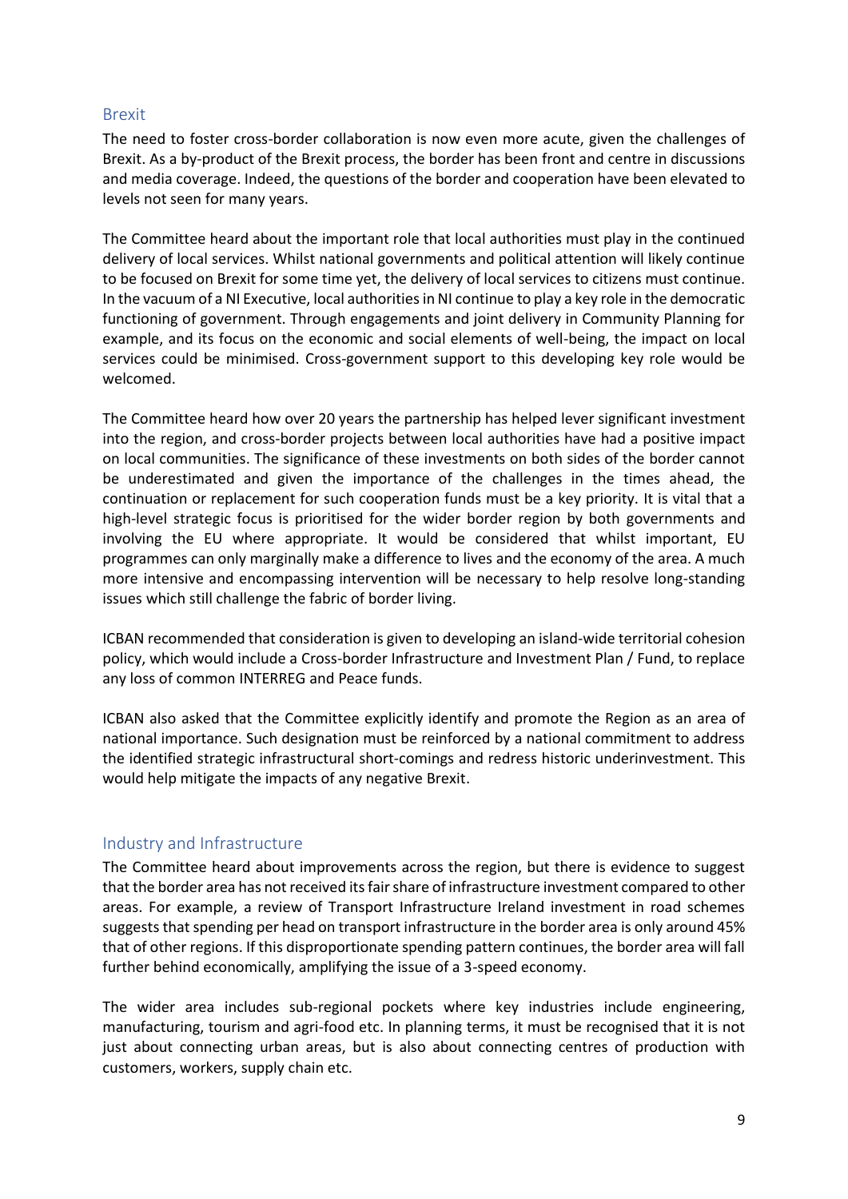## Brexit

The need to foster cross-border collaboration is now even more acute, given the challenges of Brexit. As a by-product of the Brexit process, the border has been front and centre in discussions and media coverage. Indeed, the questions of the border and cooperation have been elevated to levels not seen for many years.

The Committee heard about the important role that local authorities must play in the continued delivery of local services. Whilst national governments and political attention will likely continue to be focused on Brexit for some time yet, the delivery of local services to citizens must continue. In the vacuum of a NI Executive, local authorities in NI continue to play a key role in the democratic functioning of government. Through engagements and joint delivery in Community Planning for example, and its focus on the economic and social elements of well-being, the impact on local services could be minimised. Cross-government support to this developing key role would be welcomed.

The Committee heard how over 20 years the partnership has helped lever significant investment into the region, and cross-border projects between local authorities have had a positive impact on local communities. The significance of these investments on both sides of the border cannot be underestimated and given the importance of the challenges in the times ahead, the continuation or replacement for such cooperation funds must be a key priority. It is vital that a high-level strategic focus is prioritised for the wider border region by both governments and involving the EU where appropriate. It would be considered that whilst important, EU programmes can only marginally make a difference to lives and the economy of the area. A much more intensive and encompassing intervention will be necessary to help resolve long-standing issues which still challenge the fabric of border living.

ICBAN recommended that consideration is given to developing an island-wide territorial cohesion policy, which would include a Cross-border Infrastructure and Investment Plan / Fund, to replace any loss of common INTERREG and Peace funds.

ICBAN also asked that the Committee explicitly identify and promote the Region as an area of national importance. Such designation must be reinforced by a national commitment to address the identified strategic infrastructural short-comings and redress historic underinvestment. This would help mitigate the impacts of any negative Brexit.

## Industry and Infrastructure

The Committee heard about improvements across the region, but there is evidence to suggest that the border area has not received its fair share of infrastructure investment compared to other areas. For example, a review of Transport Infrastructure Ireland investment in road schemes suggests that spending per head on transport infrastructure in the border area is only around 45% that of other regions. If this disproportionate spending pattern continues, the border area will fall further behind economically, amplifying the issue of a 3-speed economy.

The wider area includes sub-regional pockets where key industries include engineering, manufacturing, tourism and agri-food etc. In planning terms, it must be recognised that it is not just about connecting urban areas, but is also about connecting centres of production with customers, workers, supply chain etc.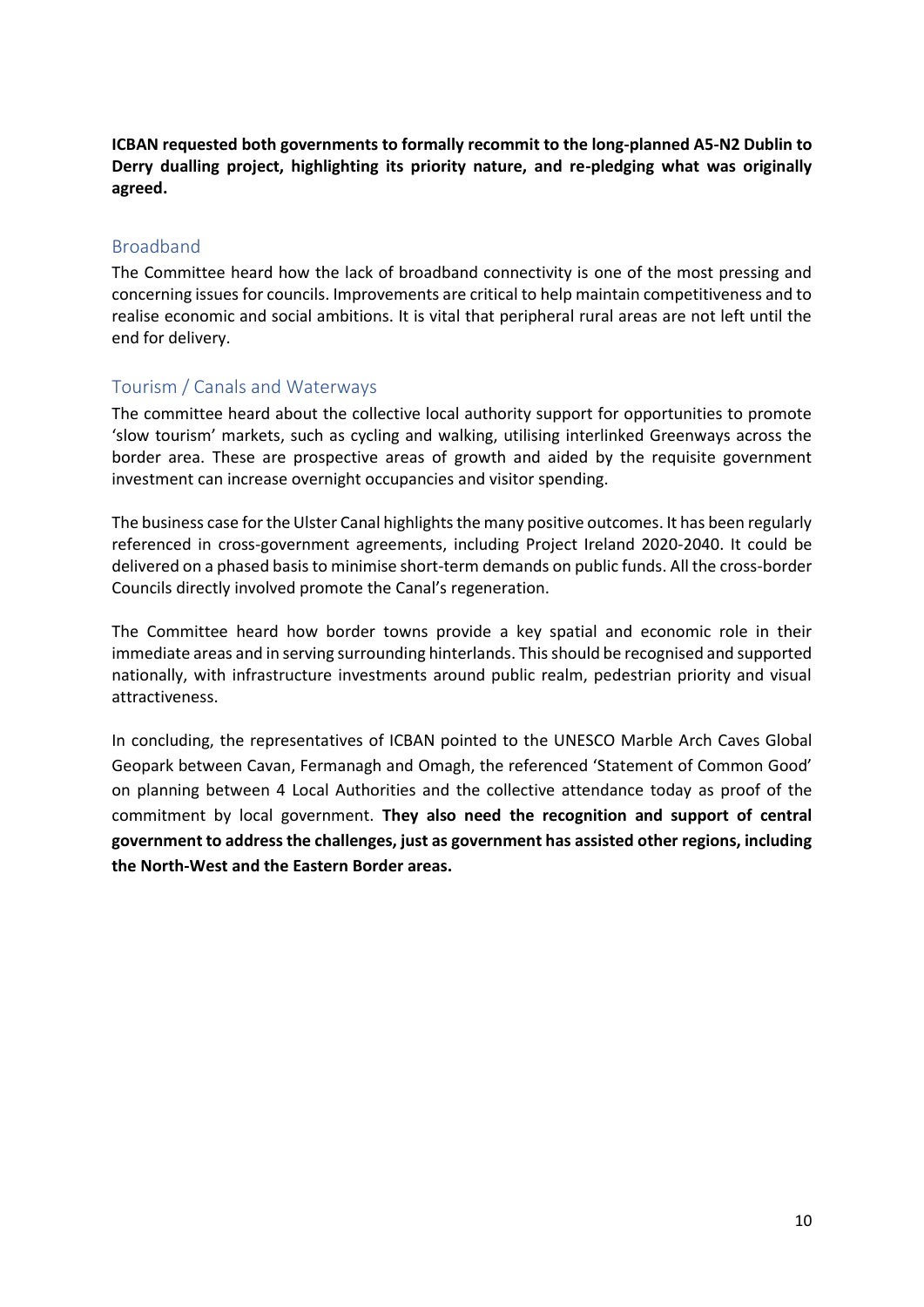**ICBAN requested both governments to formally recommit to the long-planned A5-N2 Dublin to Derry dualling project, highlighting its priority nature, and re-pledging what was originally agreed.**

## Broadband

The Committee heard how the lack of broadband connectivity is one of the most pressing and concerning issues for councils. Improvements are critical to help maintain competitiveness and to realise economic and social ambitions. It is vital that peripheral rural areas are not left until the end for delivery.

## Tourism / Canals and Waterways

The committee heard about the collective local authority support for opportunities to promote 'slow tourism' markets, such as cycling and walking, utilising interlinked Greenways across the border area. These are prospective areas of growth and aided by the requisite government investment can increase overnight occupancies and visitor spending.

The business case for the Ulster Canal highlights the many positive outcomes. It has been regularly referenced in cross-government agreements, including Project Ireland 2020-2040. It could be delivered on a phased basis to minimise short-term demands on public funds. All the cross-border Councils directly involved promote the Canal's regeneration.

The Committee heard how border towns provide a key spatial and economic role in their immediate areas and in serving surrounding hinterlands. This should be recognised and supported nationally, with infrastructure investments around public realm, pedestrian priority and visual attractiveness.

In concluding, the representatives of ICBAN pointed to the UNESCO Marble Arch Caves Global Geopark between Cavan, Fermanagh and Omagh, the referenced 'Statement of Common Good' on planning between 4 Local Authorities and the collective attendance today as proof of the commitment by local government. **They also need the recognition and support of central government to address the challenges, just as government has assisted other regions, including the North-West and the Eastern Border areas.**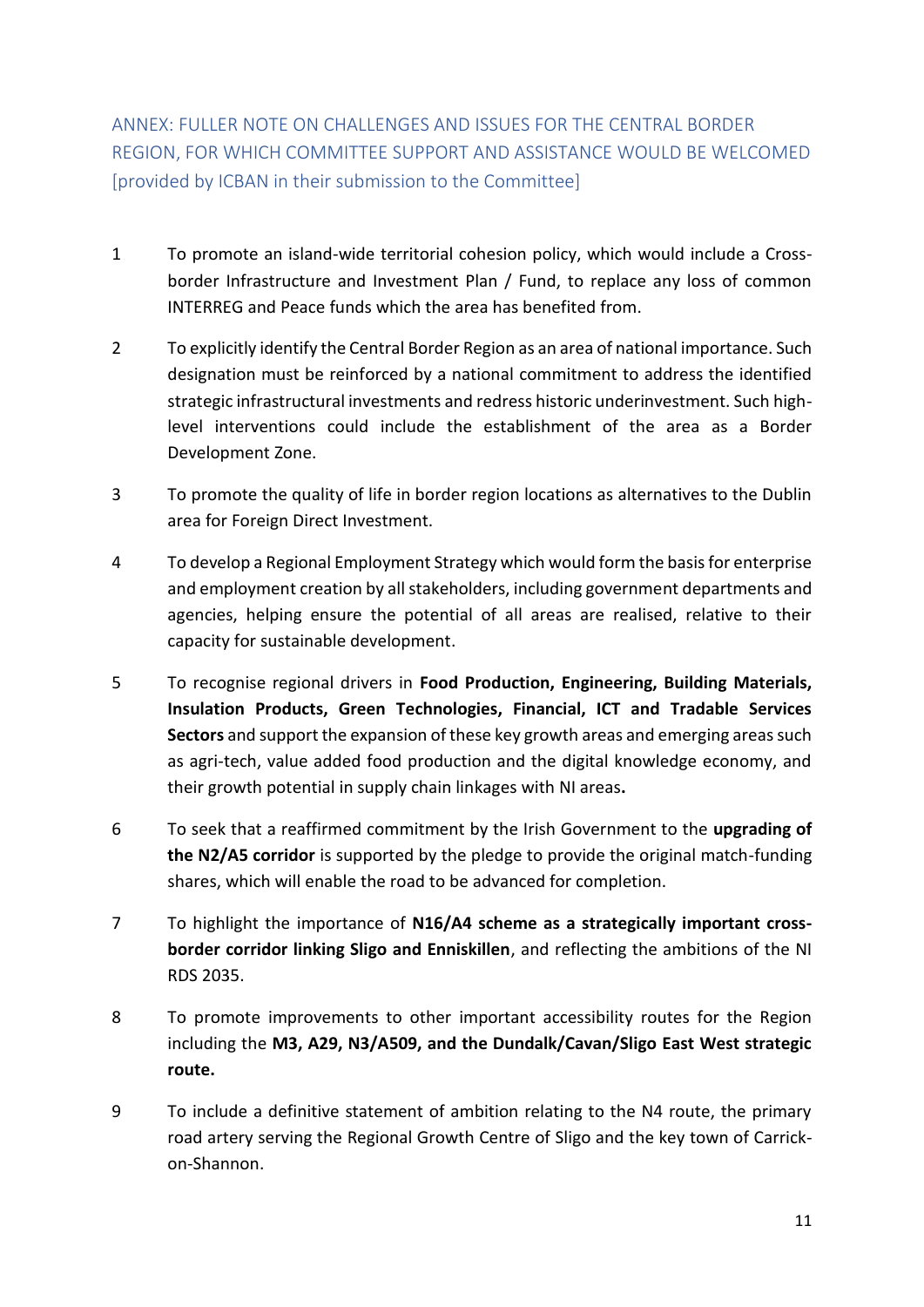## ANNEX: FULLER NOTE ON CHALLENGES AND ISSUES FOR THE CENTRAL BORDER REGION, FOR WHICH COMMITTEE SUPPORT AND ASSISTANCE WOULD BE WELCOMED [provided by ICBAN in their submission to the Committee]

1. To promote an island-wide territorial cohesion policy, which would include a Cross-border Infrastructure and Investment Plan / Fund, to replace any loss of common INTERREG and Peace funds which the area has benefited from.

2. To explicitly identify the Central Border Region as an area of national importance. Such designation must be reinforced by a national commitment to address the identified strategic infrastructural investments and redress historic underinvestment. Such high-level interventions could include the establishment of the area as a Border Development Zone.

3. To promote the quality of life in border region locations as alternatives to the Dublin area for Foreign Direct Investment.

4. To develop a Regional Employment Strategy which would form the basis for enterprise and employment creation by all stakeholders, including government departments and agencies, helping ensure the potential of all areas are realised, relative to their capacity for sustainable development.

5. To recognise regional drivers in **Food Production, Engineering, Building Materials, Insulation Products, Green Technologies, Financial, ICT and Tradable Services Sectors** and support the expansion of these key growth areas and emerging areas such as agri-tech, value added food production and the digital knowledge economy, and their growth potential in supply chain linkages with NI areas**.**

6. To seek that a reaffirmed commitment by the Irish Government to the **upgrading of the N2/A5 corridor** is supported by the pledge to provide the original match-funding shares, which will enable the road to be advanced for completion.

7. To highlight the importance of **N16/A4 scheme as a strategically important cross-border corridor linking Sligo and Enniskillen**, and reflecting the ambitions of the NI RDS 2035.

8. To promote improvements to other important accessibility routes for the Region including the **M3, A29, N3/A509, and the Dundalk/Cavan/Sligo East West strategic route.**

9. To include a definitive statement of ambition relating to the N4 route, the primary road artery serving the Regional Growth Centre of Sligo and the key town of Carrick-on-Shannon.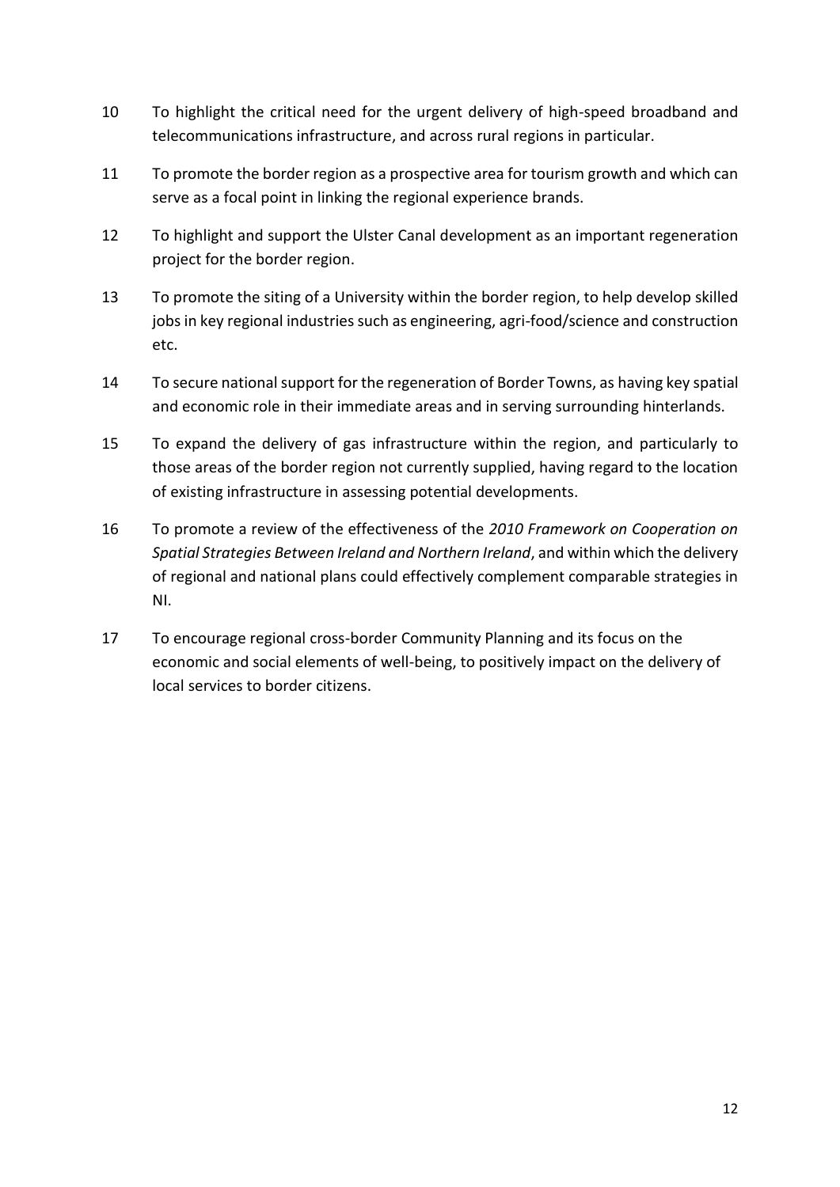10 To highlight the critical need for the urgent delivery of high-speed broadband and telecommunications infrastructure, and across rural regions in particular.

11 To promote the border region as a prospective area for tourism growth and which can serve as a focal point in linking the regional experience brands.

12 To highlight and support the Ulster Canal development as an important regeneration project for the border region.

13 To promote the siting of a University within the border region, to help develop skilled jobs in key regional industries such as engineering, agri-food/science and construction etc.

14 To secure national support for the regeneration of Border Towns, as having key spatial and economic role in their immediate areas and in serving surrounding hinterlands.

15 To expand the delivery of gas infrastructure within the region, and particularly to those areas of the border region not currently supplied, having regard to the location of existing infrastructure in assessing potential developments.

16 To promote a review of the effectiveness of the *2010 Framework on Cooperation on Spatial Strategies Between Ireland and Northern Ireland*, and within which the delivery of regional and national plans could effectively complement comparable strategies in NI.

17 To encourage regional cross-border Community Planning and its focus on the economic and social elements of well-being, to positively impact on the delivery of local services to border citizens.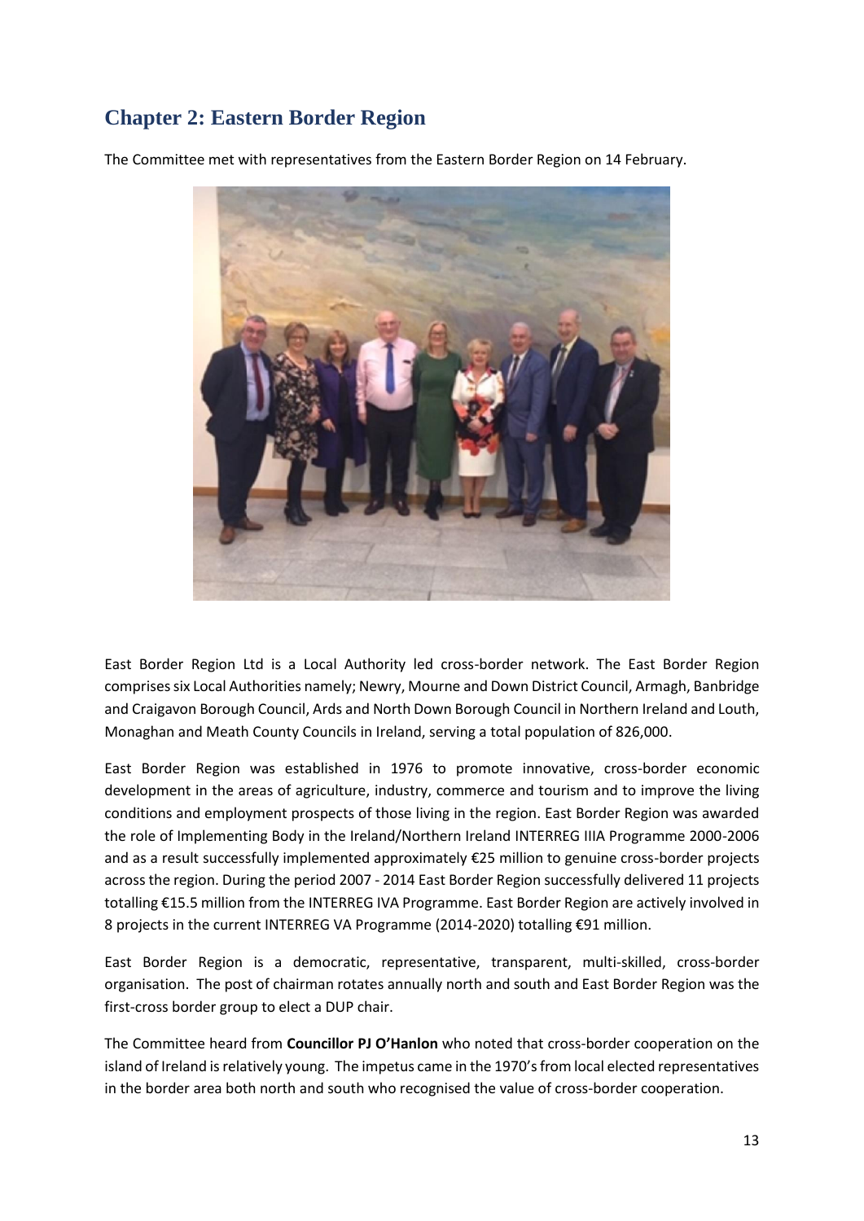## Chapter 2: Eastern Border Region

The Committee met with representatives from the Eastern Border Region on 14 February.

East Border Region Ltd is a Local Authority led cross-border network. The East Border Region comprises six Local Authorities namely; Newry, Mourne and Down District Council, Armagh, Banbridge and Craigavon Borough Council, Ards and North Down Borough Council in Northern Ireland and Louth, Monaghan and Meath County Councils in Ireland, serving a total population of 826,000.

East Border Region was established in 1976 to promote innovative, cross-border economic development in the areas of agriculture, industry, commerce and tourism and to improve the living conditions and employment prospects of those living in the region. East Border Region was awarded the role of Implementing Body in the Ireland/Northern Ireland INTERREG IIIA Programme 2000-2006 and as a result successfully implemented approximately €25 million to genuine cross-border projects across the region. During the period 2007 - 2014 East Border Region successfully delivered 11 projects totalling €15.5 million from the INTERREG IVA Programme. East Border Region are actively involved in 8 projects in the current INTERREG VA Programme (2014-2020) totalling €91 million.

East Border Region is a democratic, representative, transparent, multi-skilled, cross-border organisation. The post of chairman rotates annually north and south and East Border Region was the first-cross border group to elect a DUP chair.

The Committee heard from **Councillor PJ O'Hanlon** who noted that cross-border cooperation on the island of Ireland is relatively young. The impetus came in the 1970's from local elected representatives in the border area both north and south who recognised the value of cross-border cooperation.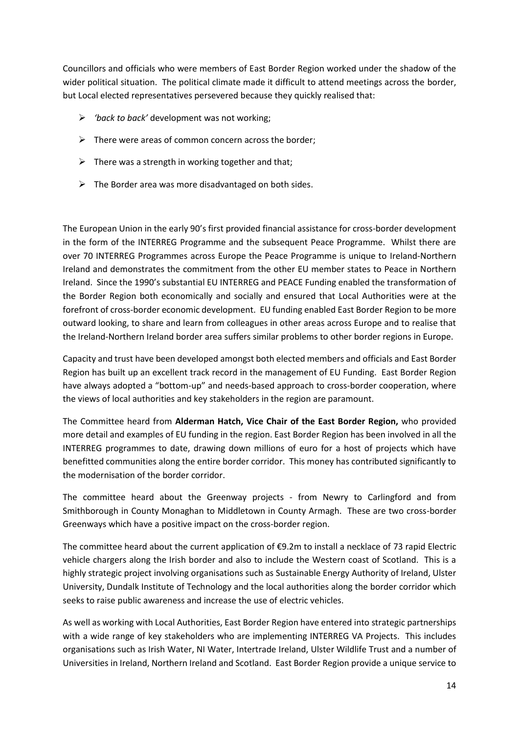Councillors and officials who were members of East Border Region worked under the shadow of the wider political situation. The political climate made it difficult to attend meetings across the border, but Local elected representatives persevered because they quickly realised that:

- *'back to back'* development was not working;
- There were areas of common concern across the border;
- There was a strength in working together and that;
- The Border area was more disadvantaged on both sides.

The European Union in the early 90's first provided financial assistance for cross-border development in the form of the INTERREG Programme and the subsequent Peace Programme. Whilst there are over 70 INTERREG Programmes across Europe the Peace Programme is unique to Ireland-Northern Ireland and demonstrates the commitment from the other EU member states to Peace in Northern Ireland. Since the 1990's substantial EU INTERREG and PEACE Funding enabled the transformation of the Border Region both economically and socially and ensured that Local Authorities were at the forefront of cross-border economic development. EU funding enabled East Border Region to be more outward looking, to share and learn from colleagues in other areas across Europe and to realise that the Ireland-Northern Ireland border area suffers similar problems to other border regions in Europe.

Capacity and trust have been developed amongst both elected members and officials and East Border Region has built up an excellent track record in the management of EU Funding. East Border Region have always adopted a "bottom-up" and needs-based approach to cross-border cooperation, where the views of local authorities and key stakeholders in the region are paramount.

The Committee heard from **Alderman Hatch, Vice Chair of the East Border Region,** who provided more detail and examples of EU funding in the region. East Border Region has been involved in all the INTERREG programmes to date, drawing down millions of euro for a host of projects which have benefitted communities along the entire border corridor. This money has contributed significantly to the modernisation of the border corridor.

The committee heard about the Greenway projects - from Newry to Carlingford and from Smithborough in County Monaghan to Middletown in County Armagh. These are two cross-border Greenways which have a positive impact on the cross-border region.

The committee heard about the current application of €9.2m to install a necklace of 73 rapid Electric vehicle chargers along the Irish border and also to include the Western coast of Scotland. This is a highly strategic project involving organisations such as Sustainable Energy Authority of Ireland, Ulster University, Dundalk Institute of Technology and the local authorities along the border corridor which seeks to raise public awareness and increase the use of electric vehicles.

As well as working with Local Authorities, East Border Region have entered into strategic partnerships with a wide range of key stakeholders who are implementing INTERREG VA Projects. This includes organisations such as Irish Water, NI Water, Intertrade Ireland, Ulster Wildlife Trust and a number of Universities in Ireland, Northern Ireland and Scotland. East Border Region provide a unique service to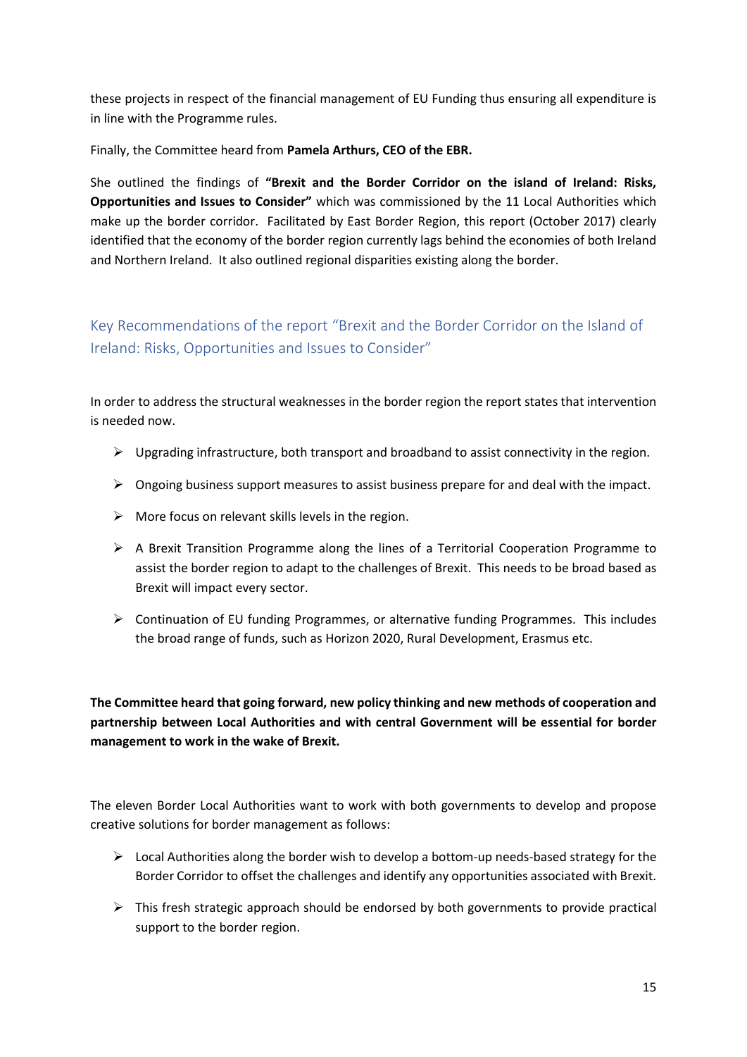these projects in respect of the financial management of EU Funding thus ensuring all expenditure is in line with the Programme rules.

Finally, the Committee heard from **Pamela Arthurs, CEO of the EBR.**

She outlined the findings of **"Brexit and the Border Corridor on the island of Ireland: Risks, Opportunities and Issues to Consider"** which was commissioned by the 11 Local Authorities which make up the border corridor. Facilitated by East Border Region, this report (October 2017) clearly identified that the economy of the border region currently lags behind the economies of both Ireland and Northern Ireland. It also outlined regional disparities existing along the border.

## Key Recommendations of the report "Brexit and the Border Corridor on the Island of Ireland: Risks, Opportunities and Issues to Consider"

In order to address the structural weaknesses in the border region the report states that intervention is needed now.

- Upgrading infrastructure, both transport and broadband to assist connectivity in the region.
- Ongoing business support measures to assist business prepare for and deal with the impact.
- More focus on relevant skills levels in the region.
- A Brexit Transition Programme along the lines of a Territorial Cooperation Programme to assist the border region to adapt to the challenges of Brexit. This needs to be broad based as Brexit will impact every sector.
- Continuation of EU funding Programmes, or alternative funding Programmes. This includes the broad range of funds, such as Horizon 2020, Rural Development, Erasmus etc.

**The Committee heard that going forward, new policy thinking and new methods of cooperation and partnership between Local Authorities and with central Government will be essential for border management to work in the wake of Brexit.**

The eleven Border Local Authorities want to work with both governments to develop and propose creative solutions for border management as follows:

- Local Authorities along the border wish to develop a bottom-up needs-based strategy for the Border Corridor to offset the challenges and identify any opportunities associated with Brexit.
- This fresh strategic approach should be endorsed by both governments to provide practical support to the border region.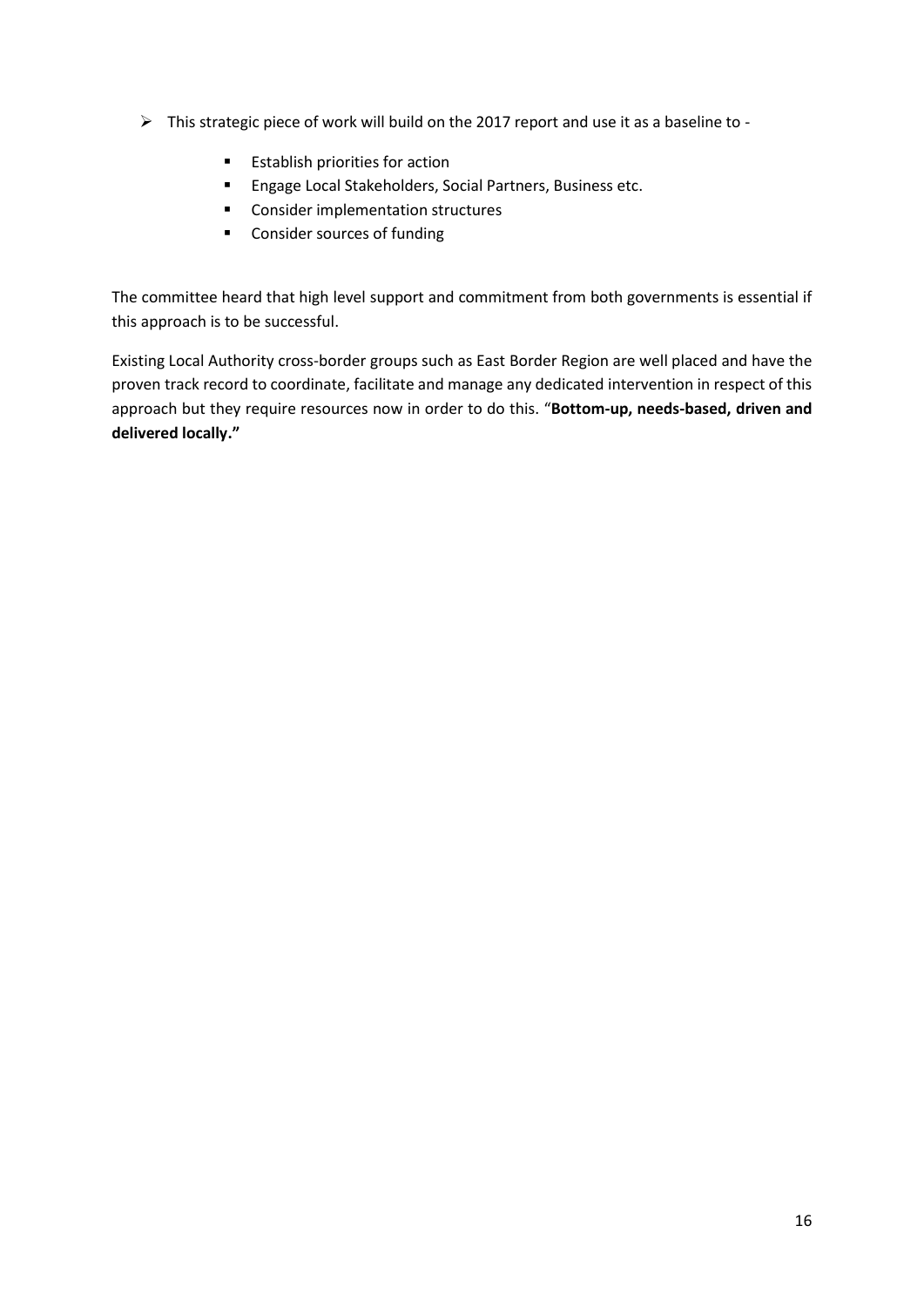- This strategic piece of work will build on the 2017 report and use it as a baseline to -
  - Establish priorities for action
  - Engage Local Stakeholders, Social Partners, Business etc.
  - Consider implementation structures
  - Consider sources of funding

The committee heard that high level support and commitment from both governments is essential if this approach is to be successful.

Existing Local Authority cross-border groups such as East Border Region are well placed and have the proven track record to coordinate, facilitate and manage any dedicated intervention in respect of this approach but they require resources now in order to do this. "**Bottom-up, needs-based, driven and delivered locally."**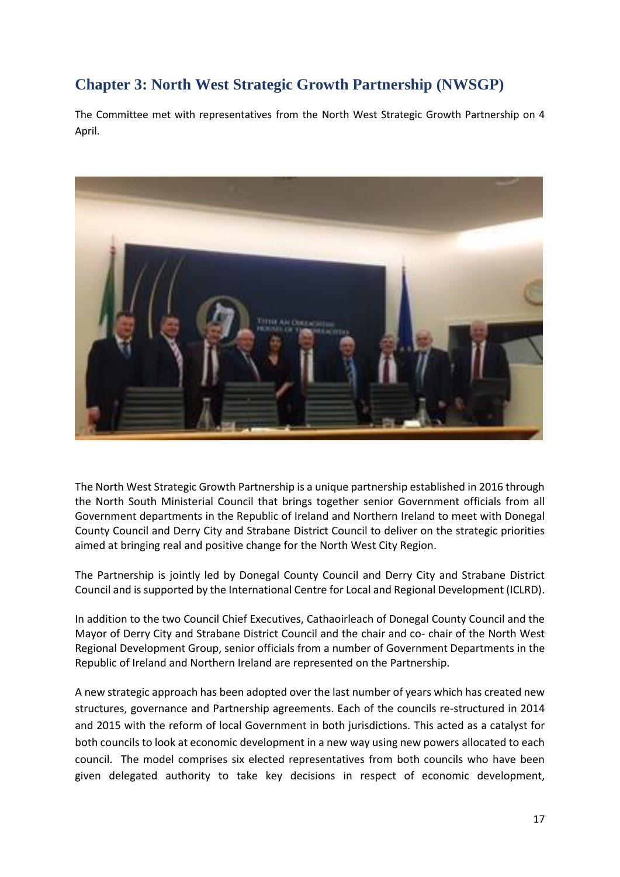## Chapter 3: North West Strategic Growth Partnership (NWSGP)

The Committee met with representatives from the North West Strategic Growth Partnership on 4 April.

The North West Strategic Growth Partnership is a unique partnership established in 2016 through the North South Ministerial Council that brings together senior Government officials from all Government departments in the Republic of Ireland and Northern Ireland to meet with Donegal County Council and Derry City and Strabane District Council to deliver on the strategic priorities aimed at bringing real and positive change for the North West City Region.

The Partnership is jointly led by Donegal County Council and Derry City and Strabane District Council and is supported by the International Centre for Local and Regional Development (ICLRD).

In addition to the two Council Chief Executives, Cathaoirleach of Donegal County Council and the Mayor of Derry City and Strabane District Council and the chair and co- chair of the North West Regional Development Group, senior officials from a number of Government Departments in the Republic of Ireland and Northern Ireland are represented on the Partnership.

A new strategic approach has been adopted over the last number of years which has created new structures, governance and Partnership agreements. Each of the councils re-structured in 2014 and 2015 with the reform of local Government in both jurisdictions. This acted as a catalyst for both councils to look at economic development in a new way using new powers allocated to each council. The model comprises six elected representatives from both councils who have been given delegated authority to take key decisions in respect of economic development,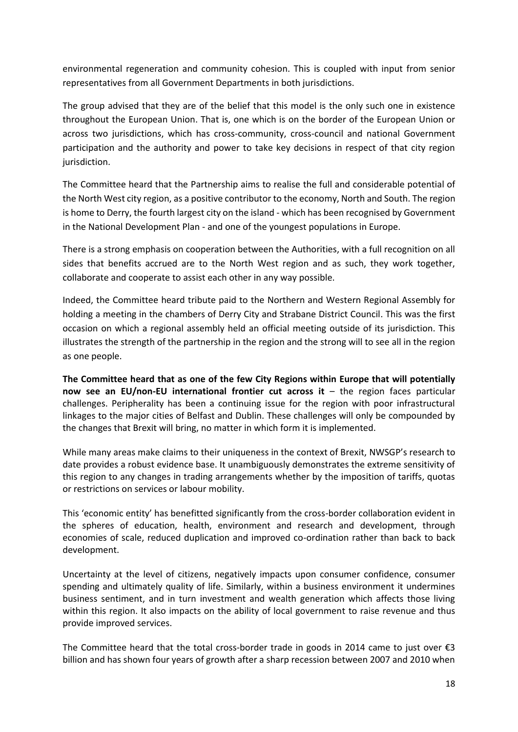environmental regeneration and community cohesion. This is coupled with input from senior representatives from all Government Departments in both jurisdictions.

The group advised that they are of the belief that this model is the only such one in existence throughout the European Union. That is, one which is on the border of the European Union or across two jurisdictions, which has cross-community, cross-council and national Government participation and the authority and power to take key decisions in respect of that city region jurisdiction.

The Committee heard that the Partnership aims to realise the full and considerable potential of the North West city region, as a positive contributor to the economy, North and South. The region is home to Derry, the fourth largest city on the island - which has been recognised by Government in the National Development Plan - and one of the youngest populations in Europe.

There is a strong emphasis on cooperation between the Authorities, with a full recognition on all sides that benefits accrued are to the North West region and as such, they work together, collaborate and cooperate to assist each other in any way possible.

Indeed, the Committee heard tribute paid to the Northern and Western Regional Assembly for holding a meeting in the chambers of Derry City and Strabane District Council. This was the first occasion on which a regional assembly held an official meeting outside of its jurisdiction. This illustrates the strength of the partnership in the region and the strong will to see all in the region as one people.

**The Committee heard that as one of the few City Regions within Europe that will potentially now see an EU/non-EU international frontier cut across it** – the region faces particular challenges. Peripherality has been a continuing issue for the region with poor infrastructural linkages to the major cities of Belfast and Dublin. These challenges will only be compounded by the changes that Brexit will bring, no matter in which form it is implemented.

While many areas make claims to their uniqueness in the context of Brexit, NWSGP's research to date provides a robust evidence base. It unambiguously demonstrates the extreme sensitivity of this region to any changes in trading arrangements whether by the imposition of tariffs, quotas or restrictions on services or labour mobility.

This 'economic entity' has benefitted significantly from the cross-border collaboration evident in the spheres of education, health, environment and research and development, through economies of scale, reduced duplication and improved co-ordination rather than back to back development.

Uncertainty at the level of citizens, negatively impacts upon consumer confidence, consumer spending and ultimately quality of life. Similarly, within a business environment it undermines business sentiment, and in turn investment and wealth generation which affects those living within this region. It also impacts on the ability of local government to raise revenue and thus provide improved services.

The Committee heard that the total cross-border trade in goods in 2014 came to just over €3 billion and has shown four years of growth after a sharp recession between 2007 and 2010 when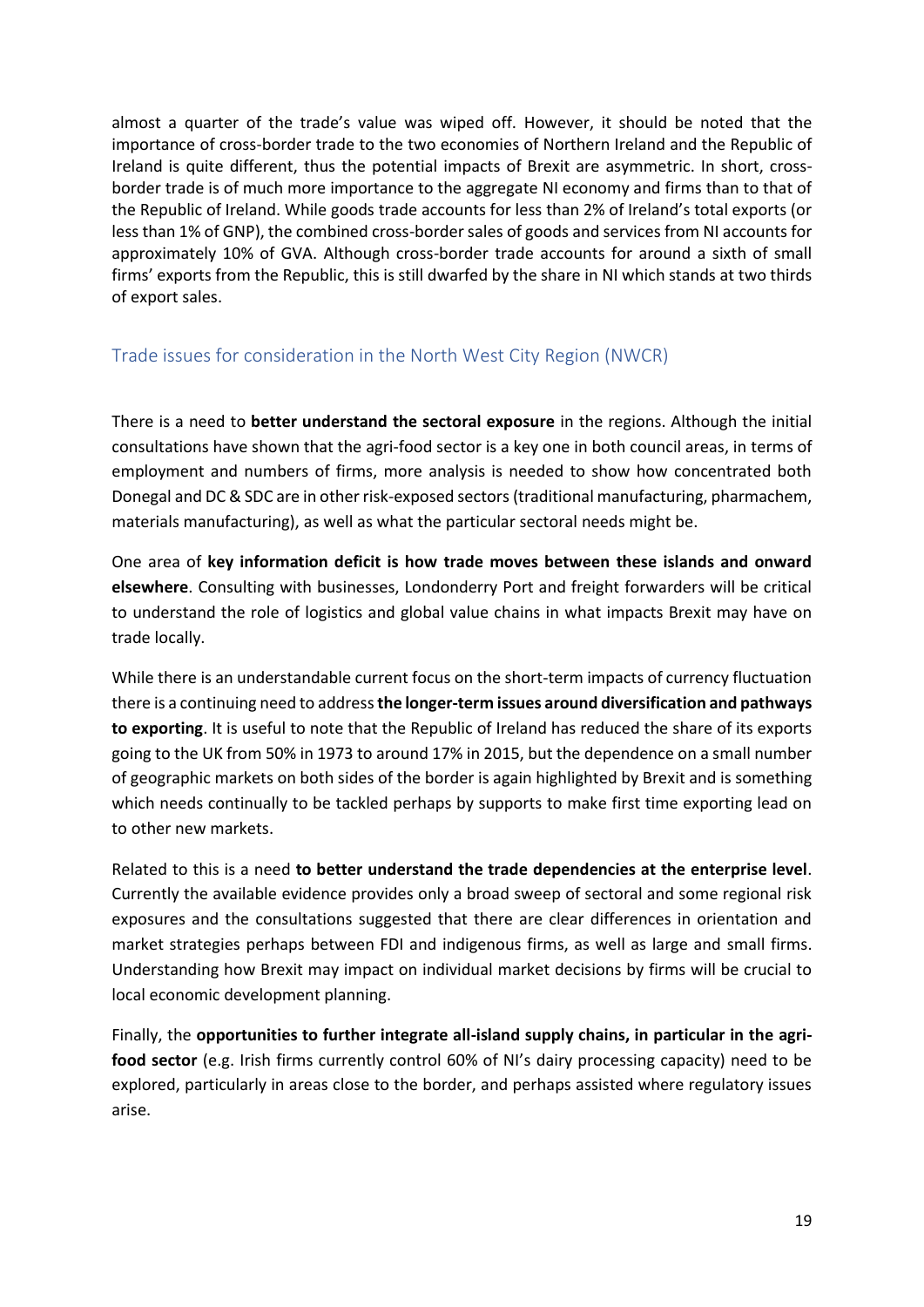almost a quarter of the trade's value was wiped off. However, it should be noted that the importance of cross-border trade to the two economies of Northern Ireland and the Republic of Ireland is quite different, thus the potential impacts of Brexit are asymmetric. In short, cross-border trade is of much more importance to the aggregate NI economy and firms than to that of the Republic of Ireland. While goods trade accounts for less than 2% of Ireland's total exports (or less than 1% of GNP), the combined cross-border sales of goods and services from NI accounts for approximately 10% of GVA. Although cross-border trade accounts for around a sixth of small firms' exports from the Republic, this is still dwarfed by the share in NI which stands at two thirds of export sales.

## Trade issues for consideration in the North West City Region (NWCR)

There is a need to **better understand the sectoral exposure** in the regions. Although the initial consultations have shown that the agri-food sector is a key one in both council areas, in terms of employment and numbers of firms, more analysis is needed to show how concentrated both Donegal and DC & SDC are in other risk-exposed sectors (traditional manufacturing, pharmachem, materials manufacturing), as well as what the particular sectoral needs might be.

One area of **key information deficit is how trade moves between these islands and onward elsewhere**. Consulting with businesses, Londonderry Port and freight forwarders will be critical to understand the role of logistics and global value chains in what impacts Brexit may have on trade locally.

While there is an understandable current focus on the short-term impacts of currency fluctuation there is a continuing need to address **the longer-term issues around diversification and pathways to exporting**. It is useful to note that the Republic of Ireland has reduced the share of its exports going to the UK from 50% in 1973 to around 17% in 2015, but the dependence on a small number of geographic markets on both sides of the border is again highlighted by Brexit and is something which needs continually to be tackled perhaps by supports to make first time exporting lead on to other new markets.

Related to this is a need **to better understand the trade dependencies at the enterprise level**. Currently the available evidence provides only a broad sweep of sectoral and some regional risk exposures and the consultations suggested that there are clear differences in orientation and market strategies perhaps between FDI and indigenous firms, as well as large and small firms. Understanding how Brexit may impact on individual market decisions by firms will be crucial to local economic development planning.

Finally, the **opportunities to further integrate all-island supply chains, in particular in the agri-food sector** (e.g. Irish firms currently control 60% of NI's dairy processing capacity) need to be explored, particularly in areas close to the border, and perhaps assisted where regulatory issues arise.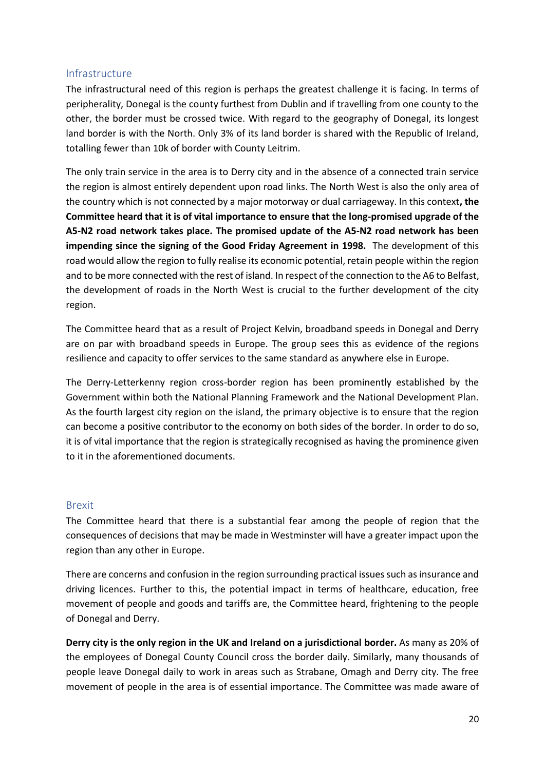## Infrastructure

The infrastructural need of this region is perhaps the greatest challenge it is facing. In terms of peripherality, Donegal is the county furthest from Dublin and if travelling from one county to the other, the border must be crossed twice. With regard to the geography of Donegal, its longest land border is with the North. Only 3% of its land border is shared with the Republic of Ireland, totalling fewer than 10k of border with County Leitrim.

The only train service in the area is to Derry city and in the absence of a connected train service the region is almost entirely dependent upon road links. The North West is also the only area of the country which is not connected by a major motorway or dual carriageway. In this context**, the Committee heard that it is of vital importance to ensure that the long-promised upgrade of the A5-N2 road network takes place. The promised update of the A5-N2 road network has been impending since the signing of the Good Friday Agreement in 1998.** The development of this road would allow the region to fully realise its economic potential, retain people within the region and to be more connected with the rest of island. In respect of the connection to the A6 to Belfast, the development of roads in the North West is crucial to the further development of the city region.

The Committee heard that as a result of Project Kelvin, broadband speeds in Donegal and Derry are on par with broadband speeds in Europe. The group sees this as evidence of the regions resilience and capacity to offer services to the same standard as anywhere else in Europe.

The Derry-Letterkenny region cross-border region has been prominently established by the Government within both the National Planning Framework and the National Development Plan. As the fourth largest city region on the island, the primary objective is to ensure that the region can become a positive contributor to the economy on both sides of the border. In order to do so, it is of vital importance that the region is strategically recognised as having the prominence given to it in the aforementioned documents.

## Brexit

The Committee heard that there is a substantial fear among the people of region that the consequences of decisions that may be made in Westminster will have a greater impact upon the region than any other in Europe.

There are concerns and confusion in the region surrounding practical issues such as insurance and driving licences. Further to this, the potential impact in terms of healthcare, education, free movement of people and goods and tariffs are, the Committee heard, frightening to the people of Donegal and Derry.

**Derry city is the only region in the UK and Ireland on a jurisdictional border.** As many as 20% of the employees of Donegal County Council cross the border daily. Similarly, many thousands of people leave Donegal daily to work in areas such as Strabane, Omagh and Derry city. The free movement of people in the area is of essential importance. The Committee was made aware of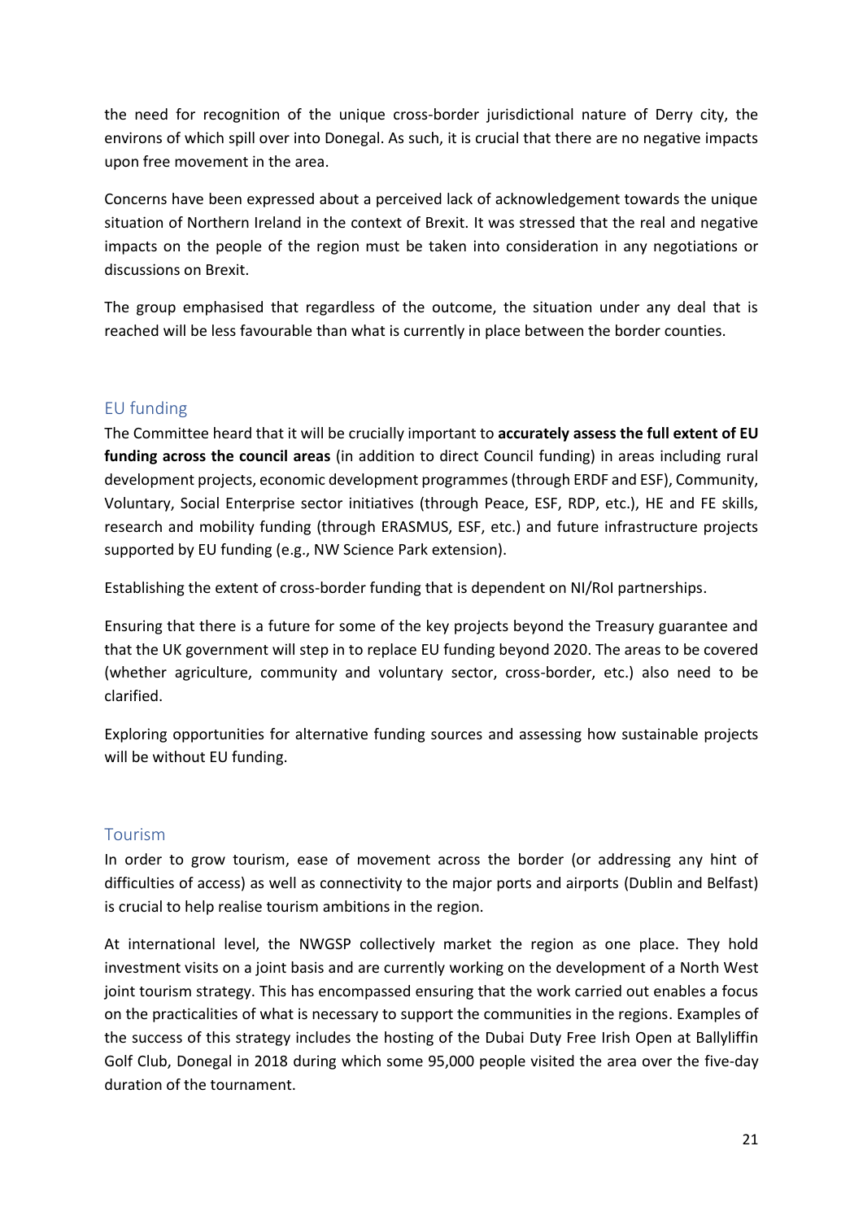the need for recognition of the unique cross-border jurisdictional nature of Derry city, the environs of which spill over into Donegal. As such, it is crucial that there are no negative impacts upon free movement in the area.

Concerns have been expressed about a perceived lack of acknowledgement towards the unique situation of Northern Ireland in the context of Brexit. It was stressed that the real and negative impacts on the people of the region must be taken into consideration in any negotiations or discussions on Brexit.

The group emphasised that regardless of the outcome, the situation under any deal that is reached will be less favourable than what is currently in place between the border counties.

## EU funding

The Committee heard that it will be crucially important to **accurately assess the full extent of EU funding across the council areas** (in addition to direct Council funding) in areas including rural development projects, economic development programmes (through ERDF and ESF), Community, Voluntary, Social Enterprise sector initiatives (through Peace, ESF, RDP, etc.), HE and FE skills, research and mobility funding (through ERASMUS, ESF, etc.) and future infrastructure projects supported by EU funding (e.g., NW Science Park extension).

Establishing the extent of cross-border funding that is dependent on NI/RoI partnerships.

Ensuring that there is a future for some of the key projects beyond the Treasury guarantee and that the UK government will step in to replace EU funding beyond 2020. The areas to be covered (whether agriculture, community and voluntary sector, cross-border, etc.) also need to be clarified.

Exploring opportunities for alternative funding sources and assessing how sustainable projects will be without EU funding.

## Tourism

In order to grow tourism, ease of movement across the border (or addressing any hint of difficulties of access) as well as connectivity to the major ports and airports (Dublin and Belfast) is crucial to help realise tourism ambitions in the region.

At international level, the NWGSP collectively market the region as one place. They hold investment visits on a joint basis and are currently working on the development of a North West joint tourism strategy. This has encompassed ensuring that the work carried out enables a focus on the practicalities of what is necessary to support the communities in the regions. Examples of the success of this strategy includes the hosting of the Dubai Duty Free Irish Open at Ballyliffin Golf Club, Donegal in 2018 during which some 95,000 people visited the area over the five-day duration of the tournament.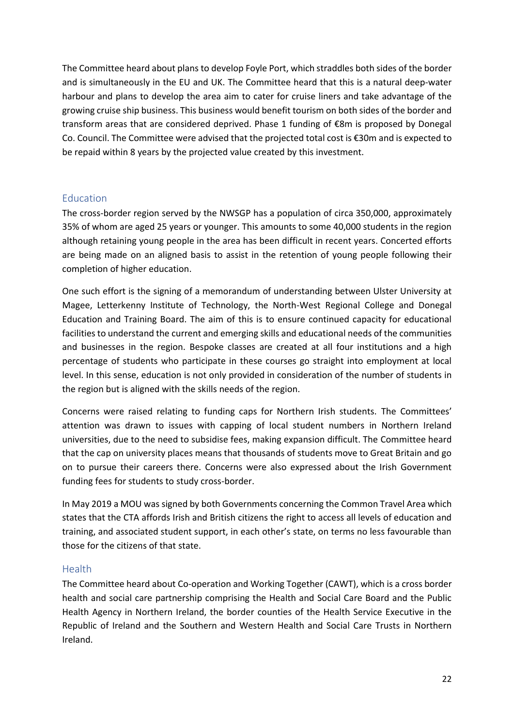The Committee heard about plans to develop Foyle Port, which straddles both sides of the border and is simultaneously in the EU and UK. The Committee heard that this is a natural deep-water harbour and plans to develop the area aim to cater for cruise liners and take advantage of the growing cruise ship business. This business would benefit tourism on both sides of the border and transform areas that are considered deprived. Phase 1 funding of €8m is proposed by Donegal Co. Council. The Committee were advised that the projected total cost is €30m and is expected to be repaid within 8 years by the projected value created by this investment.

## Education

The cross-border region served by the NWSGP has a population of circa 350,000, approximately 35% of whom are aged 25 years or younger. This amounts to some 40,000 students in the region although retaining young people in the area has been difficult in recent years. Concerted efforts are being made on an aligned basis to assist in the retention of young people following their completion of higher education.

One such effort is the signing of a memorandum of understanding between Ulster University at Magee, Letterkenny Institute of Technology, the North-West Regional College and Donegal Education and Training Board. The aim of this is to ensure continued capacity for educational facilities to understand the current and emerging skills and educational needs of the communities and businesses in the region. Bespoke classes are created at all four institutions and a high percentage of students who participate in these courses go straight into employment at local level. In this sense, education is not only provided in consideration of the number of students in the region but is aligned with the skills needs of the region.

Concerns were raised relating to funding caps for Northern Irish students. The Committees' attention was drawn to issues with capping of local student numbers in Northern Ireland universities, due to the need to subsidise fees, making expansion difficult. The Committee heard that the cap on university places means that thousands of students move to Great Britain and go on to pursue their careers there. Concerns were also expressed about the Irish Government funding fees for students to study cross-border.

In May 2019 a MOU was signed by both Governments concerning the Common Travel Area which states that the CTA affords Irish and British citizens the right to access all levels of education and training, and associated student support, in each other's state, on terms no less favourable than those for the citizens of that state.

## Health

The Committee heard about Co-operation and Working Together (CAWT), which is a cross border health and social care partnership comprising the Health and Social Care Board and the Public Health Agency in Northern Ireland, the border counties of the Health Service Executive in the Republic of Ireland and the Southern and Western Health and Social Care Trusts in Northern Ireland.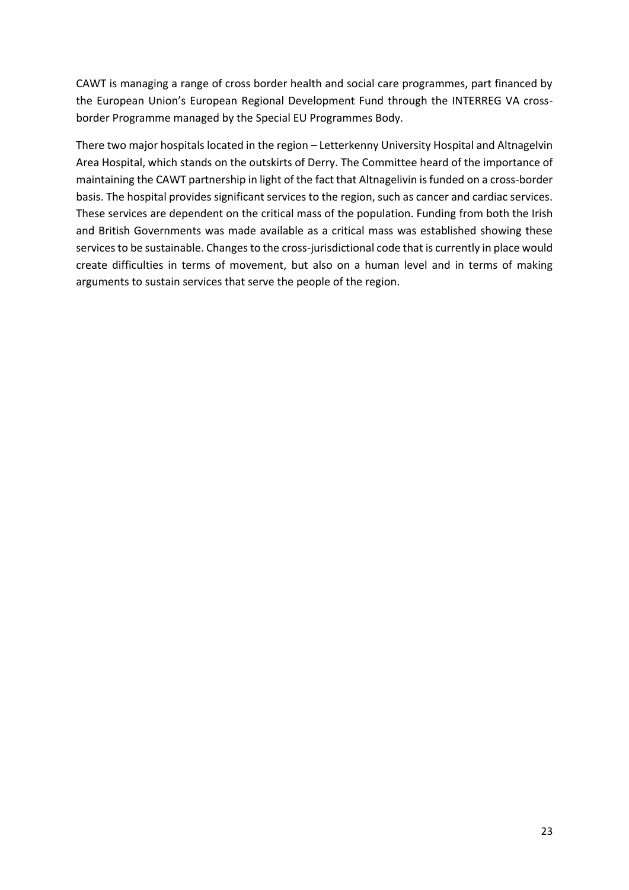CAWT is managing a range of cross border health and social care programmes, part financed by the European Union's European Regional Development Fund through the INTERREG VA cross-border Programme managed by the Special EU Programmes Body.

There two major hospitals located in the region – Letterkenny University Hospital and Altnagelvin Area Hospital, which stands on the outskirts of Derry. The Committee heard of the importance of maintaining the CAWT partnership in light of the fact that Altnagelvin is funded on a cross-border basis. The hospital provides significant services to the region, such as cancer and cardiac services. These services are dependent on the critical mass of the population. Funding from both the Irish and British Governments was made available as a critical mass was established showing these services to be sustainable. Changes to the cross-jurisdictional code that is currently in place would create difficulties in terms of movement, but also on a human level and in terms of making arguments to sustain services that serve the people of the region.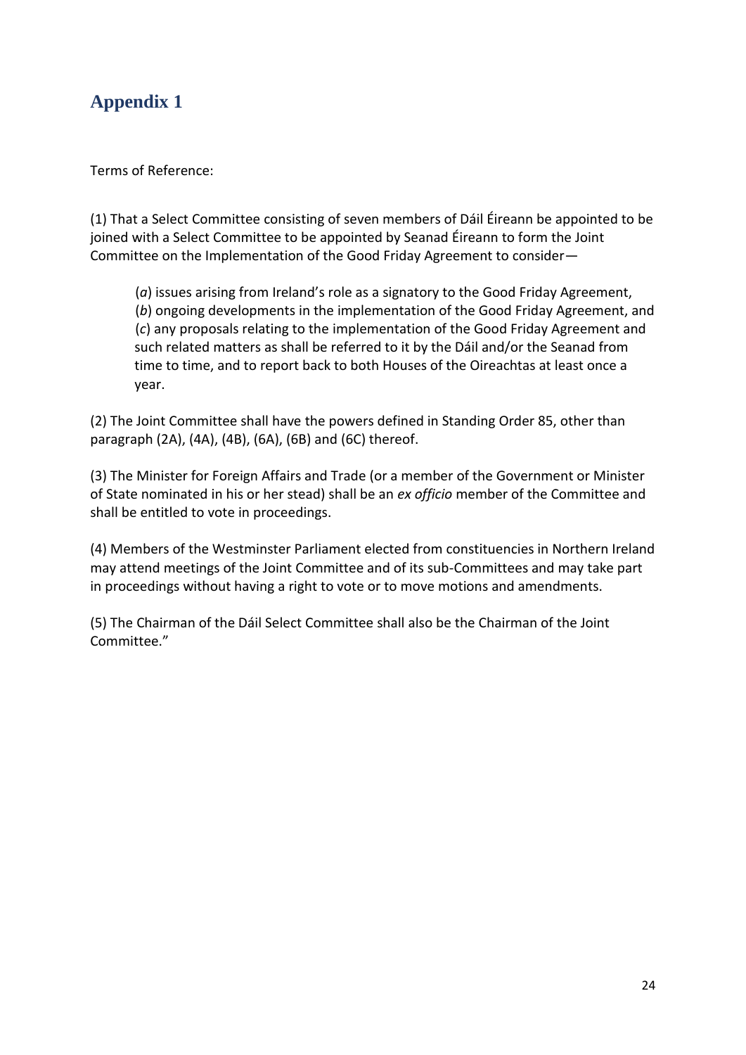## Appendix 1

Terms of Reference:

(1) That a Select Committee consisting of seven members of Dáil Éireann be appointed to be joined with a Select Committee to be appointed by Seanad Éireann to form the Joint Committee on the Implementation of the Good Friday Agreement to consider—

> (*a*) issues arising from Ireland's role as a signatory to the Good Friday Agreement,
> (*b*) ongoing developments in the implementation of the Good Friday Agreement, and
> (*c*) any proposals relating to the implementation of the Good Friday Agreement and such related matters as shall be referred to it by the Dáil and/or the Seanad from time to time, and to report back to both Houses of the Oireachtas at least once a year.

(2) The Joint Committee shall have the powers defined in Standing Order 85, other than paragraph (2A), (4A), (4B), (6A), (6B) and (6C) thereof.

(3) The Minister for Foreign Affairs and Trade (or a member of the Government or Minister of State nominated in his or her stead) shall be an *ex officio* member of the Committee and shall be entitled to vote in proceedings.

(4) Members of the Westminster Parliament elected from constituencies in Northern Ireland may attend meetings of the Joint Committee and of its sub-Committees and may take part in proceedings without having a right to vote or to move motions and amendments.

(5) The Chairman of the Dáil Select Committee shall also be the Chairman of the Joint Committee."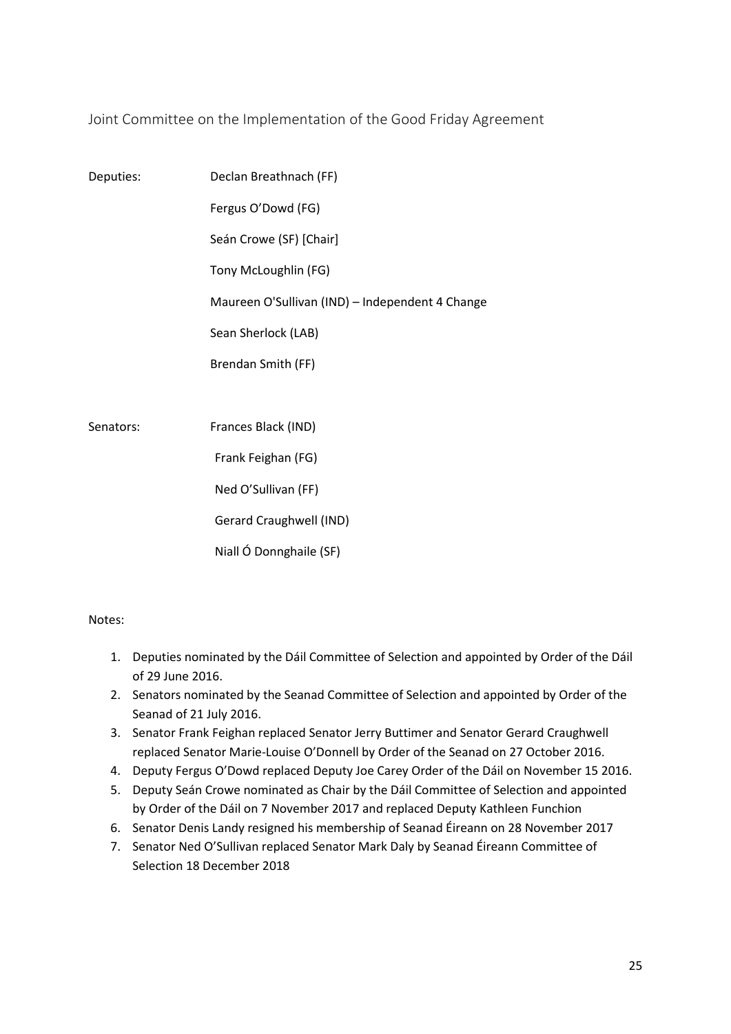## Joint Committee on the Implementation of the Good Friday Agreement

| | |
|---|---|
| Deputies: | Declan Breathnach (FF) |
| | Fergus O'Dowd (FG) |
| | Seán Crowe (SF) [Chair] |
| | Tony McLoughlin (FG) |
| | Maureen O'Sullivan (IND) – Independent 4 Change |
| | Sean Sherlock (LAB) |
| | Brendan Smith (FF) |
| Senators: | Frances Black (IND) |
| | Frank Feighan (FG) |
| | Ned O'Sullivan (FF) |
| | Gerard Craughwell (IND) |
| | Niall Ó Donnghaile (SF) |

Notes:

1. Deputies nominated by the Dáil Committee of Selection and appointed by Order of the Dáil of 29 June 2016.
2. Senators nominated by the Seanad Committee of Selection and appointed by Order of the Seanad of 21 July 2016.
3. Senator Frank Feighan replaced Senator Jerry Buttimer and Senator Gerard Craughwell replaced Senator Marie-Louise O'Donnell by Order of the Seanad on 27 October 2016.
4. Deputy Fergus O'Dowd replaced Deputy Joe Carey Order of the Dáil on November 15 2016.
5. Deputy Seán Crowe nominated as Chair by the Dáil Committee of Selection and appointed by Order of the Dáil on 7 November 2017 and replaced Deputy Kathleen Funchion
6. Senator Denis Landy resigned his membership of Seanad Éireann on 28 November 2017
7. Senator Ned O'Sullivan replaced Senator Mark Daly by Seanad Éireann Committee of Selection 18 December 2018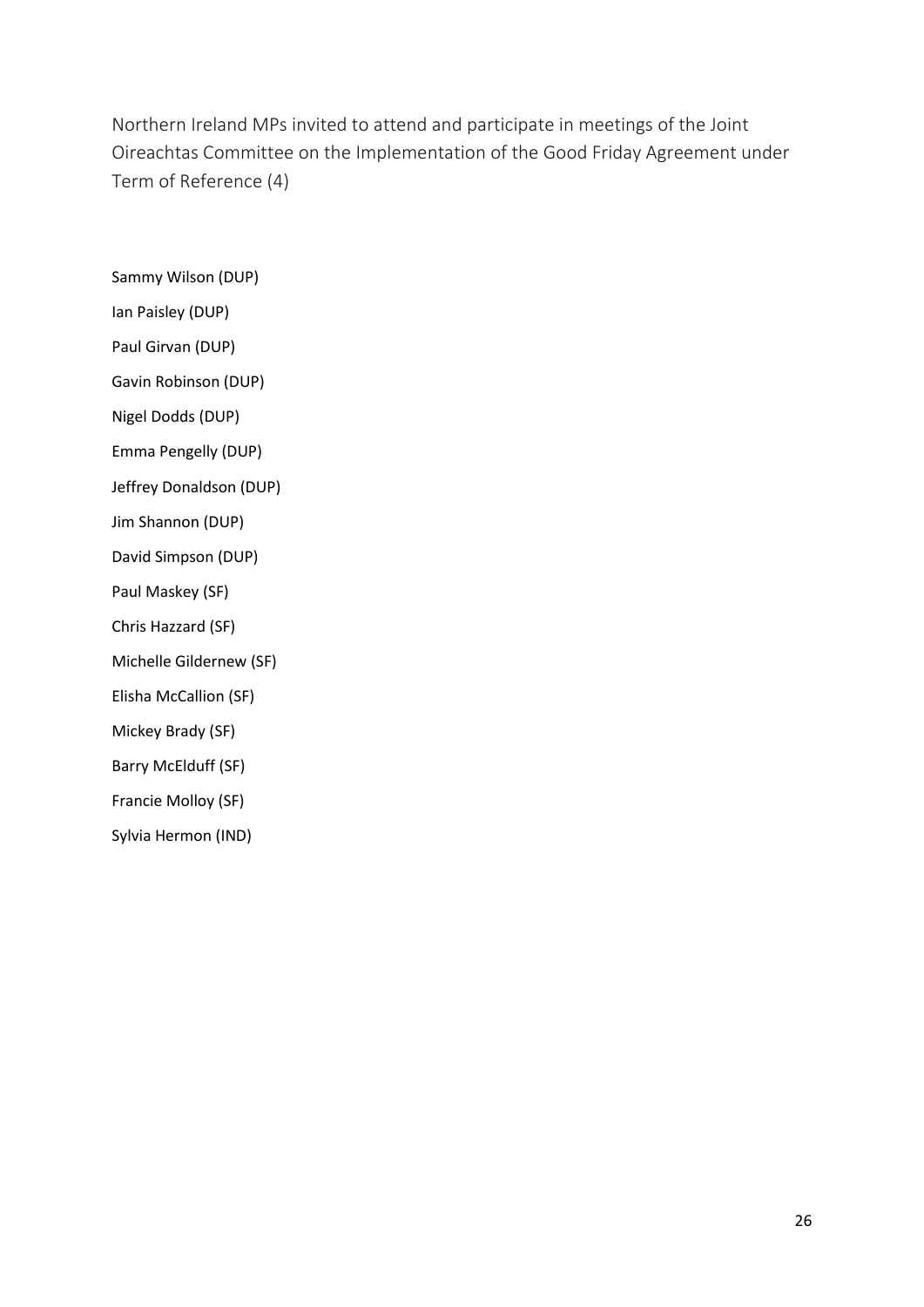## Northern Ireland MPs invited to attend and participate in meetings of the Joint Oireachtas Committee on the Implementation of the Good Friday Agreement under Term of Reference (4)

Sammy Wilson (DUP)

Ian Paisley (DUP)

Paul Girvan (DUP)

Gavin Robinson (DUP)

Nigel Dodds (DUP)

Emma Pengelly (DUP)

Jeffrey Donaldson (DUP)

Jim Shannon (DUP)

David Simpson (DUP)

Paul Maskey (SF)

Chris Hazzard (SF)

Michelle Gildernew (SF)

Elisha McCallion (SF)

Mickey Brady (SF)

Barry McElduff (SF)

Francie Molloy (SF)

Sylvia Hermon (IND)